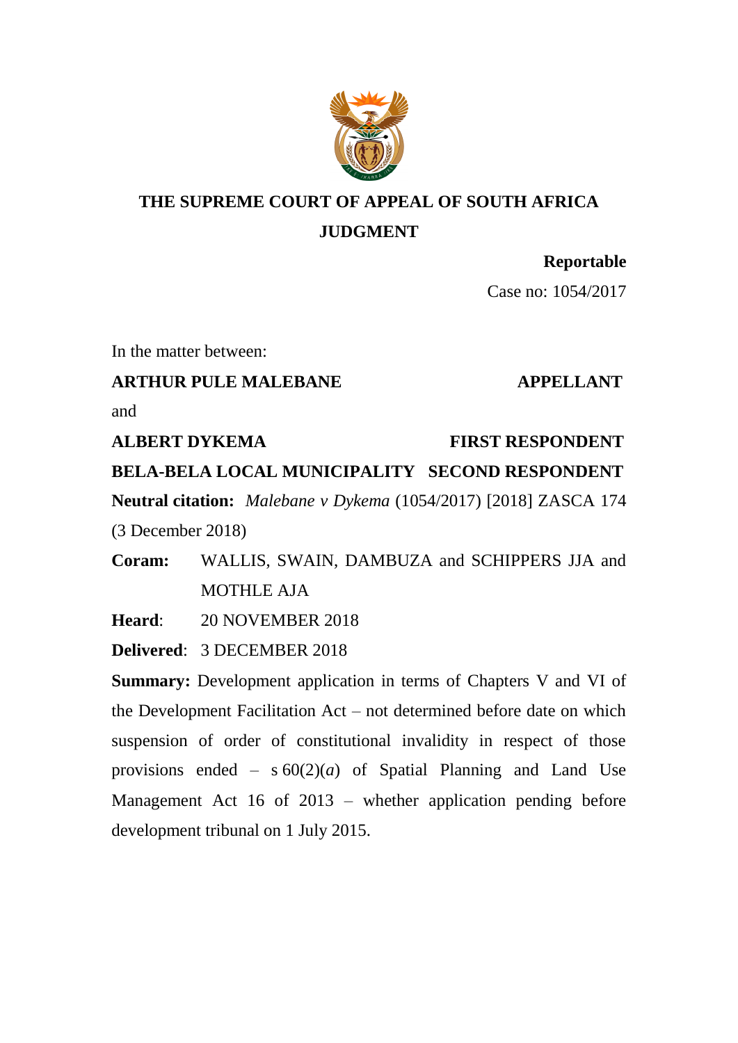**THE SUPREME COURT OF APPEAL OF SOUTH AFRICA**
**JUDGMENT**

**Reportable**

Case no: 1054/2017

In the matter between:

**ARTHUR PULE MALEBANE** **APPELLANT**

and

**ALBERT DYKEMA** **FIRST RESPONDENT**

**BELA-BELA LOCAL MUNICIPALITY** **SECOND RESPONDENT**

**Neutral citation:** *Malebane v Dykema* (1054/2017) [2018] ZASCA 174 (3 December 2018)

**Coram:** WALLIS, SWAIN, DAMBUZA and SCHIPPERS JJA and MOTHLE AJA

**Heard**: 20 NOVEMBER 2018

**Delivered**: 3 DECEMBER 2018

**Summary:** Development application in terms of Chapters V and VI of the Development Facilitation Act – not determined before date on which suspension of order of constitutional invalidity in respect of those provisions ended – s 60(2)(*a*) of Spatial Planning and Land Use Management Act 16 of 2013 – whether application pending before development tribunal on 1 July 2015.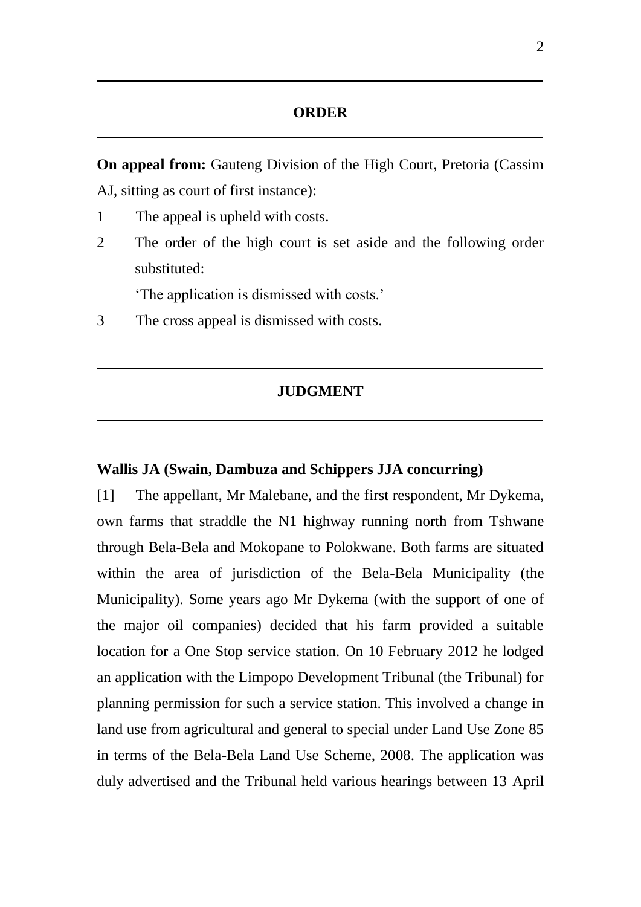## ORDER

**On appeal from:** Gauteng Division of the High Court, Pretoria (Cassim AJ, sitting as court of first instance):

1. The appeal is upheld with costs.
2. The order of the high court is set aside and the following order substituted:

   'The application is dismissed with costs.'
3. The cross appeal is dismissed with costs.

## JUDGMENT

**Wallis JA (Swain, Dambuza and Schippers JJA concurring)**

[1] The appellant, Mr Malebane, and the first respondent, Mr Dykema, own farms that straddle the N1 highway running north from Tshwane through Bela-Bela and Mokopane to Polokwane. Both farms are situated within the area of jurisdiction of the Bela-Bela Municipality (the Municipality). Some years ago Mr Dykema (with the support of one of the major oil companies) decided that his farm provided a suitable location for a One Stop service station. On 10 February 2012 he lodged an application with the Limpopo Development Tribunal (the Tribunal) for planning permission for such a service station. This involved a change in land use from agricultural and general to special under Land Use Zone 85 in terms of the Bela-Bela Land Use Scheme, 2008. The application was duly advertised and the Tribunal held various hearings between 13 April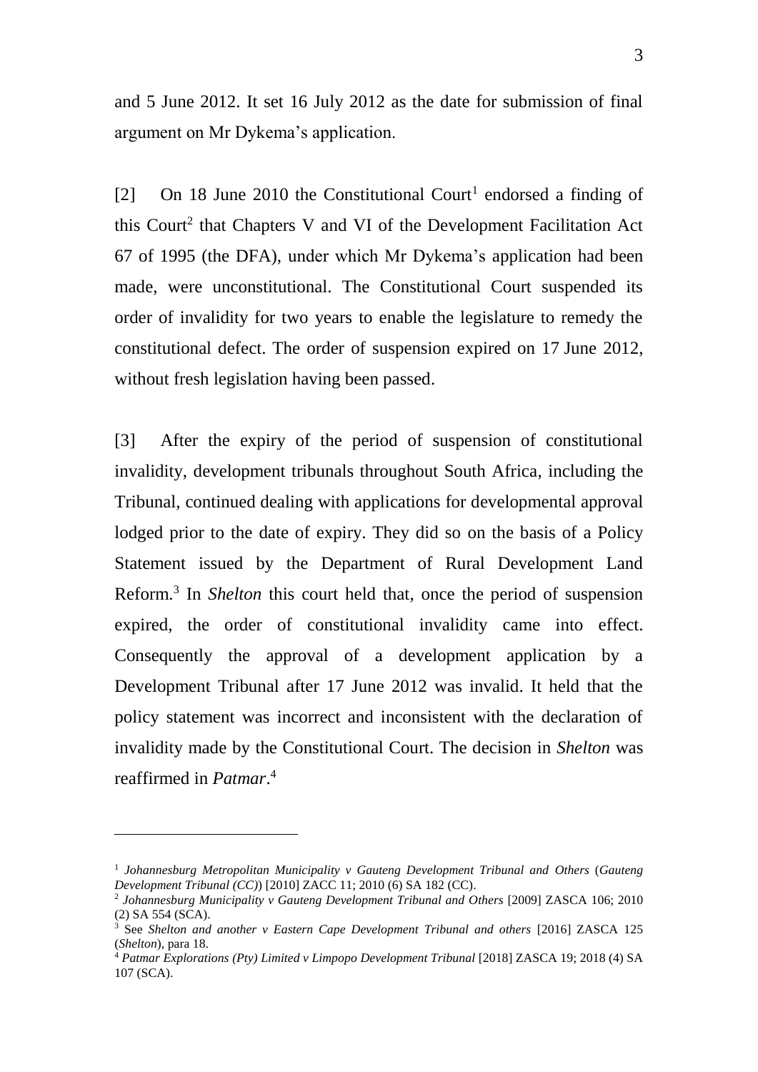and 5 June 2012. It set 16 July 2012 as the date for submission of final argument on Mr Dykema's application.

[2] On 18 June 2010 the Constitutional Court[1] endorsed a finding of this Court[2] that Chapters V and VI of the Development Facilitation Act 67 of 1995 (the DFA), under which Mr Dykema's application had been made, were unconstitutional. The Constitutional Court suspended its order of invalidity for two years to enable the legislature to remedy the constitutional defect. The order of suspension expired on 17 June 2012, without fresh legislation having been passed.

[3] After the expiry of the period of suspension of constitutional invalidity, development tribunals throughout South Africa, including the Tribunal, continued dealing with applications for developmental approval lodged prior to the date of expiry. They did so on the basis of a Policy Statement issued by the Department of Rural Development Land Reform.[3] In *Shelton* this court held that, once the period of suspension expired, the order of constitutional invalidity came into effect. Consequently the approval of a development application by a Development Tribunal after 17 June 2012 was invalid. It held that the policy statement was incorrect and inconsistent with the declaration of invalidity made by the Constitutional Court. The decision in *Shelton* was reaffirmed in *Patmar*.[4]

---

[1] *Johannesburg Metropolitan Municipality v Gauteng Development Tribunal and Others* (*Gauteng Development Tribunal (CC)*) [2010] ZACC 11; 2010 (6) SA 182 (CC).

[2] *Johannesburg Municipality v Gauteng Development Tribunal and Others* [2009] ZASCA 106; 2010 (2) SA 554 (SCA).

[3] See *Shelton and another v Eastern Cape Development Tribunal and others* [2016] ZASCA 125 (*Shelton*), para 18.

[4] *Patmar Explorations (Pty) Limited v Limpopo Development Tribunal* [2018] ZASCA 19; 2018 (4) SA 107 (SCA).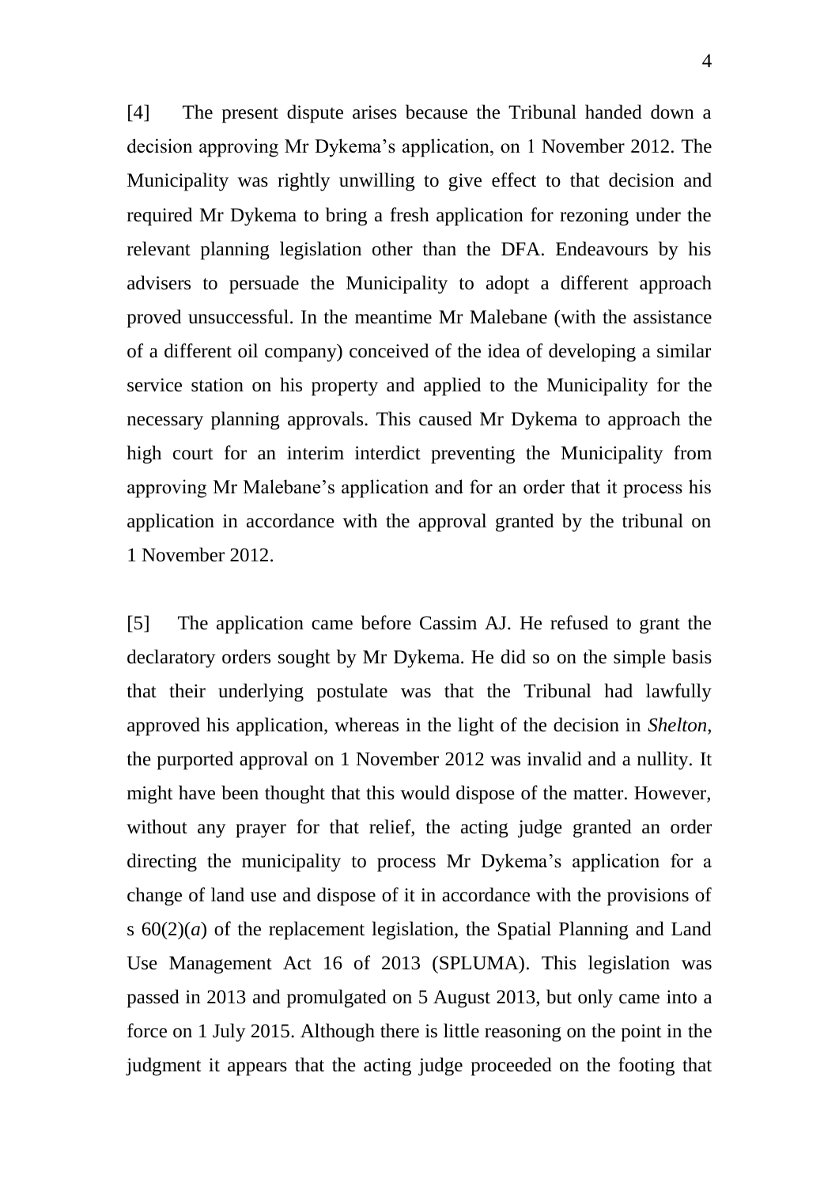[4] The present dispute arises because the Tribunal handed down a decision approving Mr Dykema's application, on 1 November 2012. The Municipality was rightly unwilling to give effect to that decision and required Mr Dykema to bring a fresh application for rezoning under the relevant planning legislation other than the DFA. Endeavours by his advisers to persuade the Municipality to adopt a different approach proved unsuccessful. In the meantime Mr Malebane (with the assistance of a different oil company) conceived of the idea of developing a similar service station on his property and applied to the Municipality for the necessary planning approvals. This caused Mr Dykema to approach the high court for an interim interdict preventing the Municipality from approving Mr Malebane's application and for an order that it process his application in accordance with the approval granted by the tribunal on 1 November 2012.

[5] The application came before Cassim AJ. He refused to grant the declaratory orders sought by Mr Dykema. He did so on the simple basis that their underlying postulate was that the Tribunal had lawfully approved his application, whereas in the light of the decision in *Shelton*, the purported approval on 1 November 2012 was invalid and a nullity. It might have been thought that this would dispose of the matter. However, without any prayer for that relief, the acting judge granted an order directing the municipality to process Mr Dykema's application for a change of land use and dispose of it in accordance with the provisions of s 60(2)(*a*) of the replacement legislation, the Spatial Planning and Land Use Management Act 16 of 2013 (SPLUMA). This legislation was passed in 2013 and promulgated on 5 August 2013, but only came into a force on 1 July 2015. Although there is little reasoning on the point in the judgment it appears that the acting judge proceeded on the footing that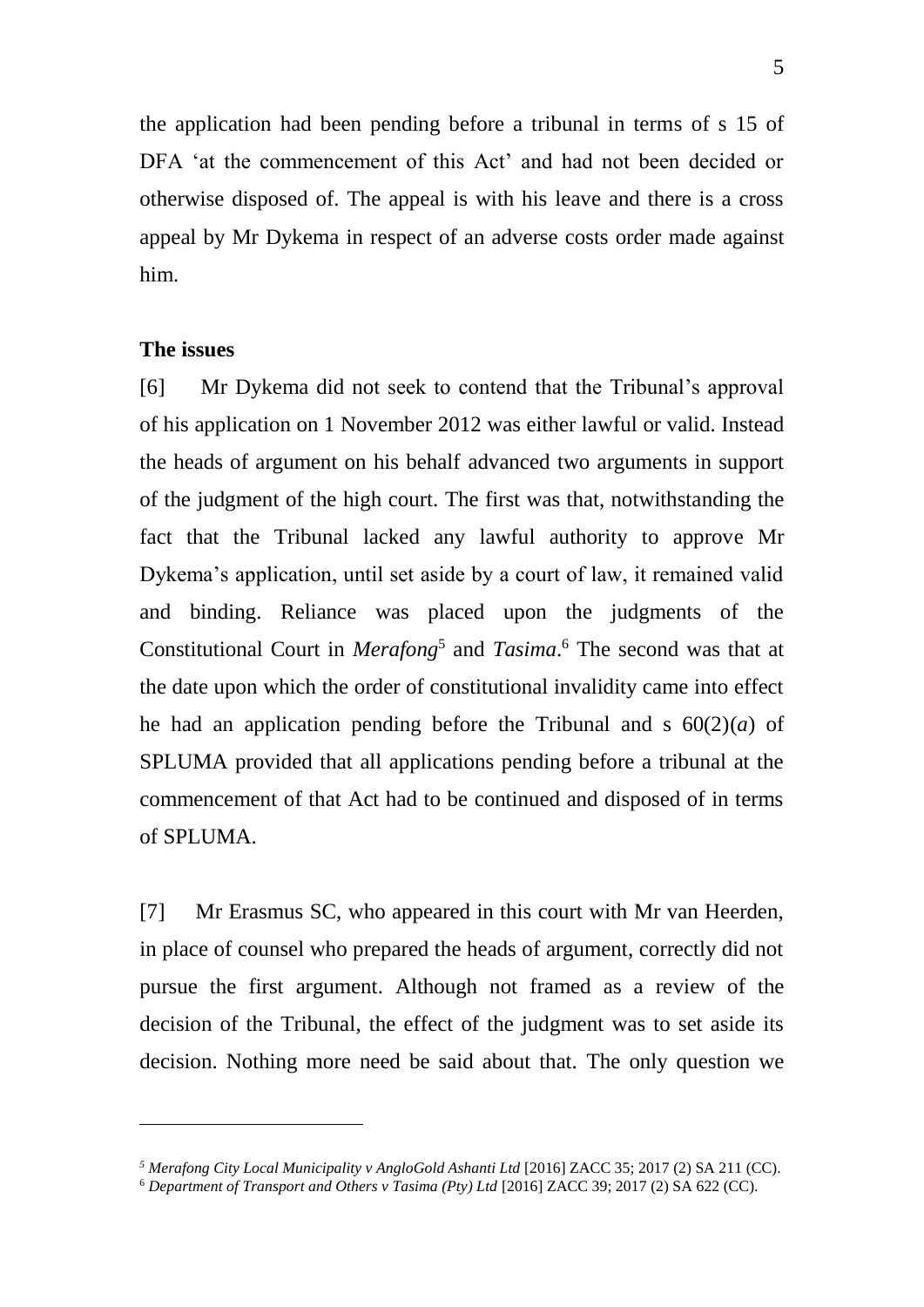the application had been pending before a tribunal in terms of s 15 of DFA 'at the commencement of this Act' and had not been decided or otherwise disposed of. The appeal is with his leave and there is a cross appeal by Mr Dykema in respect of an adverse costs order made against him.

**The issues**

[6] Mr Dykema did not seek to contend that the Tribunal's approval of his application on 1 November 2012 was either lawful or valid. Instead the heads of argument on his behalf advanced two arguments in support of the judgment of the high court. The first was that, notwithstanding the fact that the Tribunal lacked any lawful authority to approve Mr Dykema's application, until set aside by a court of law, it remained valid and binding. Reliance was placed upon the judgments of the Constitutional Court in *Merafong*[5] and *Tasima*.[6] The second was that at the date upon which the order of constitutional invalidity came into effect he had an application pending before the Tribunal and s 60(2)(*a*) of SPLUMA provided that all applications pending before a tribunal at the commencement of that Act had to be continued and disposed of in terms of SPLUMA.

[7] Mr Erasmus SC, who appeared in this court with Mr van Heerden, in place of counsel who prepared the heads of argument, correctly did not pursue the first argument. Although not framed as a review of the decision of the Tribunal, the effect of the judgment was to set aside its decision. Nothing more need be said about that. The only question we

---

[5] *Merafong City Local Municipality v AngloGold Ashanti Ltd* [2016] ZACC 35; 2017 (2) SA 211 (CC).

[6] *Department of Transport and Others v Tasima (Pty) Ltd* [2016] ZACC 39; 2017 (2) SA 622 (CC).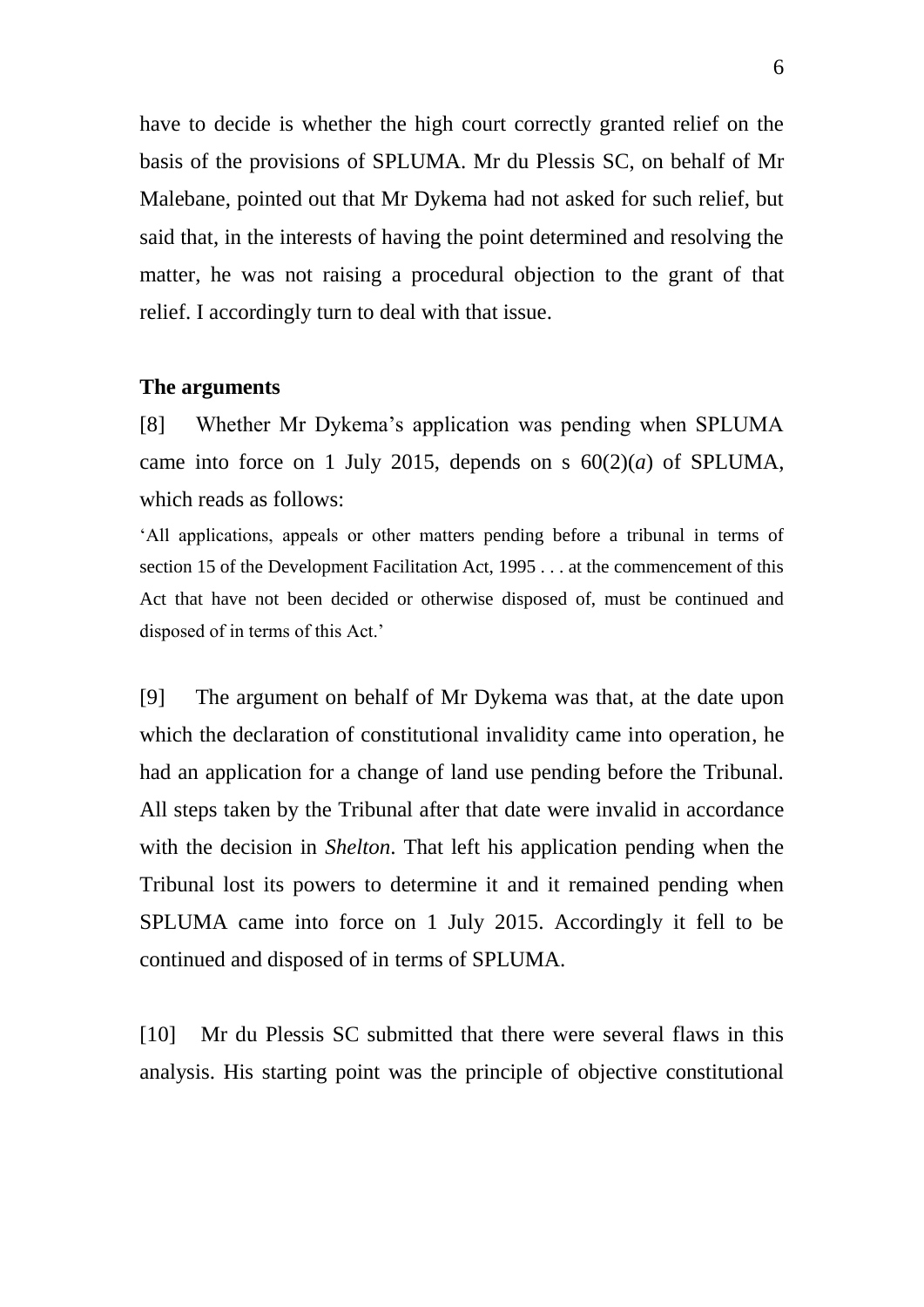have to decide is whether the high court correctly granted relief on the basis of the provisions of SPLUMA. Mr du Plessis SC, on behalf of Mr Malebane, pointed out that Mr Dykema had not asked for such relief, but said that, in the interests of having the point determined and resolving the matter, he was not raising a procedural objection to the grant of that relief. I accordingly turn to deal with that issue.

**The arguments**

[8] Whether Mr Dykema's application was pending when SPLUMA came into force on 1 July 2015, depends on s 60(2)(*a*) of SPLUMA, which reads as follows:

'All applications, appeals or other matters pending before a tribunal in terms of section 15 of the Development Facilitation Act, 1995 . . . at the commencement of this Act that have not been decided or otherwise disposed of, must be continued and disposed of in terms of this Act.'

[9] The argument on behalf of Mr Dykema was that, at the date upon which the declaration of constitutional invalidity came into operation, he had an application for a change of land use pending before the Tribunal. All steps taken by the Tribunal after that date were invalid in accordance with the decision in *Shelton*. That left his application pending when the Tribunal lost its powers to determine it and it remained pending when SPLUMA came into force on 1 July 2015. Accordingly it fell to be continued and disposed of in terms of SPLUMA.

[10] Mr du Plessis SC submitted that there were several flaws in this analysis. His starting point was the principle of objective constitutional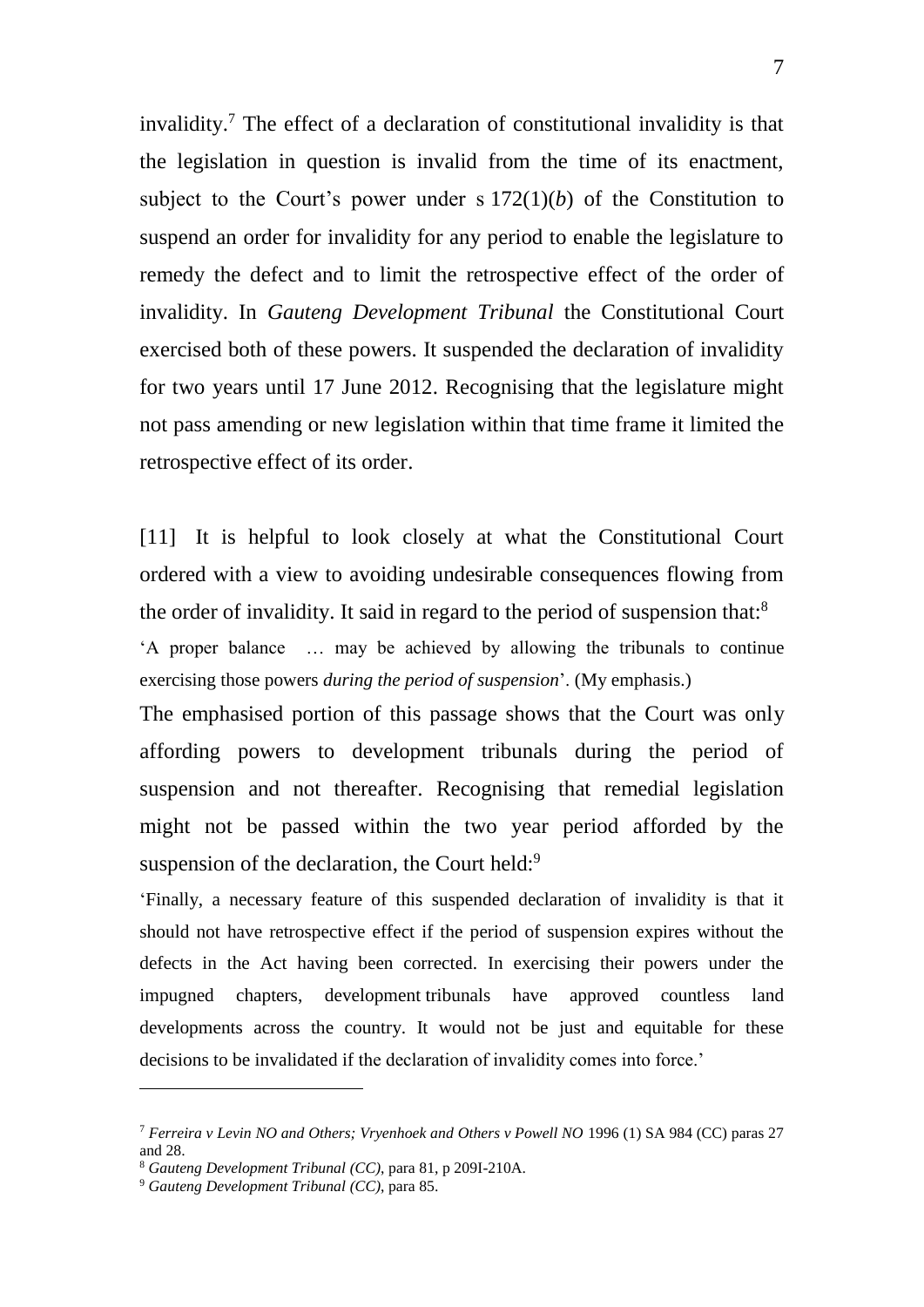invalidity.[7] The effect of a declaration of constitutional invalidity is that the legislation in question is invalid from the time of its enactment, subject to the Court's power under s 172(1)(*b*) of the Constitution to suspend an order for invalidity for any period to enable the legislature to remedy the defect and to limit the retrospective effect of the order of invalidity. In *Gauteng Development Tribunal* the Constitutional Court exercised both of these powers. It suspended the declaration of invalidity for two years until 17 June 2012. Recognising that the legislature might not pass amending or new legislation within that time frame it limited the retrospective effect of its order.

[11] It is helpful to look closely at what the Constitutional Court ordered with a view to avoiding undesirable consequences flowing from the order of invalidity. It said in regard to the period of suspension that:[8]

'A proper balance … may be achieved by allowing the tribunals to continue exercising those powers *during the period of suspension*'. (My emphasis.)

The emphasised portion of this passage shows that the Court was only affording powers to development tribunals during the period of suspension and not thereafter. Recognising that remedial legislation might not be passed within the two year period afforded by the suspension of the declaration, the Court held:[9]

'Finally, a necessary feature of this suspended declaration of invalidity is that it should not have retrospective effect if the period of suspension expires without the defects in the Act having been corrected. In exercising their powers under the impugned chapters, development tribunals have approved countless land developments across the country. It would not be just and equitable for these decisions to be invalidated if the declaration of invalidity comes into force.'

---

[7] *Ferreira v Levin NO and Others; Vryenhoek and Others v Powell NO* 1996 (1) SA 984 (CC) paras 27 and 28.

[8] *Gauteng Development Tribunal (CC)*, para 81, p 209I-210A.

[9] *Gauteng Development Tribunal (CC)*, para 85.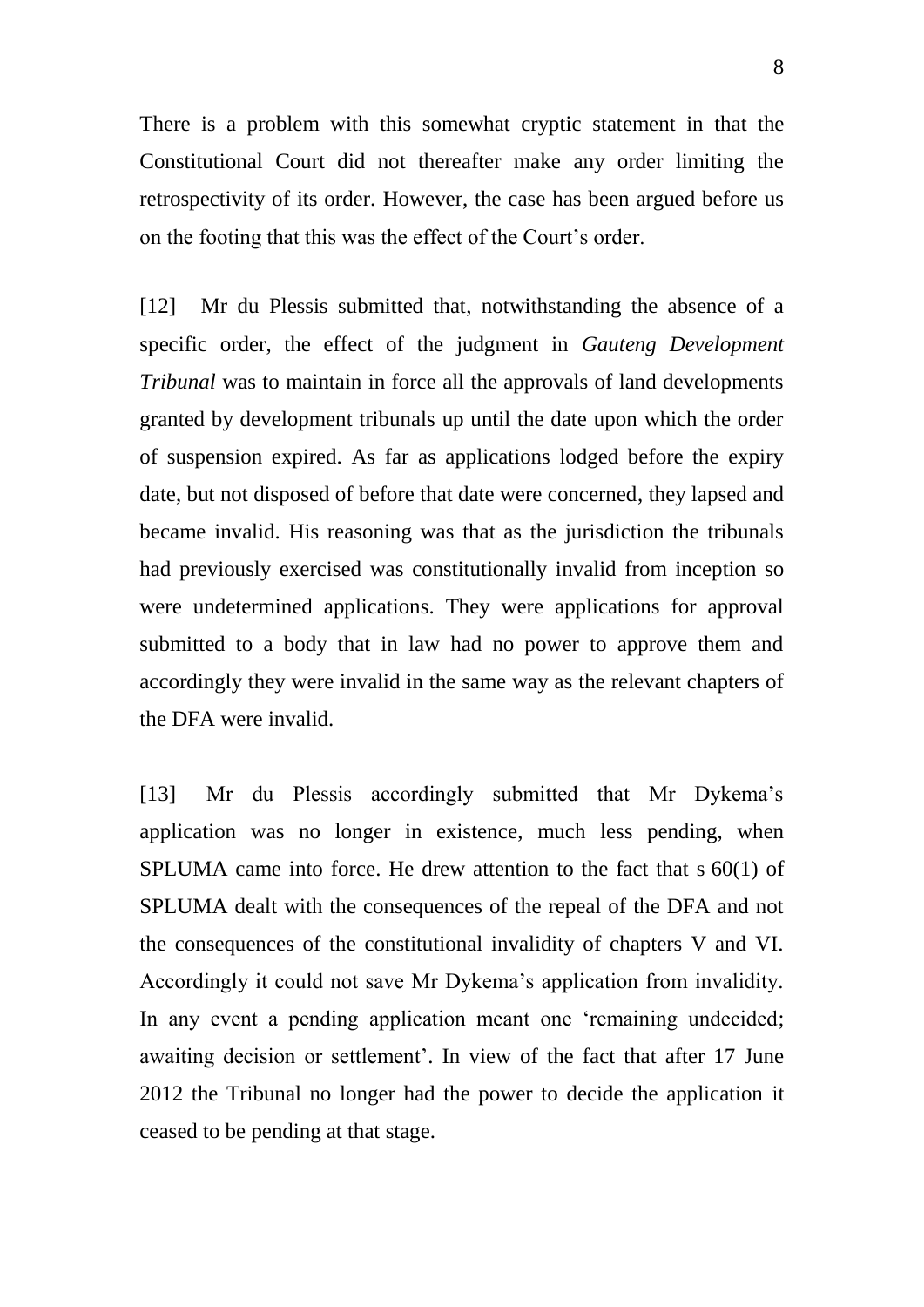There is a problem with this somewhat cryptic statement in that the Constitutional Court did not thereafter make any order limiting the retrospectivity of its order. However, the case has been argued before us on the footing that this was the effect of the Court's order.

[12] Mr du Plessis submitted that, notwithstanding the absence of a specific order, the effect of the judgment in *Gauteng Development Tribunal* was to maintain in force all the approvals of land developments granted by development tribunals up until the date upon which the order of suspension expired. As far as applications lodged before the expiry date, but not disposed of before that date were concerned, they lapsed and became invalid. His reasoning was that as the jurisdiction the tribunals had previously exercised was constitutionally invalid from inception so were undetermined applications. They were applications for approval submitted to a body that in law had no power to approve them and accordingly they were invalid in the same way as the relevant chapters of the DFA were invalid.

[13] Mr du Plessis accordingly submitted that Mr Dykema's application was no longer in existence, much less pending, when SPLUMA came into force. He drew attention to the fact that s 60(1) of SPLUMA dealt with the consequences of the repeal of the DFA and not the consequences of the constitutional invalidity of chapters V and VI. Accordingly it could not save Mr Dykema's application from invalidity. In any event a pending application meant one 'remaining undecided; awaiting decision or settlement'. In view of the fact that after 17 June 2012 the Tribunal no longer had the power to decide the application it ceased to be pending at that stage.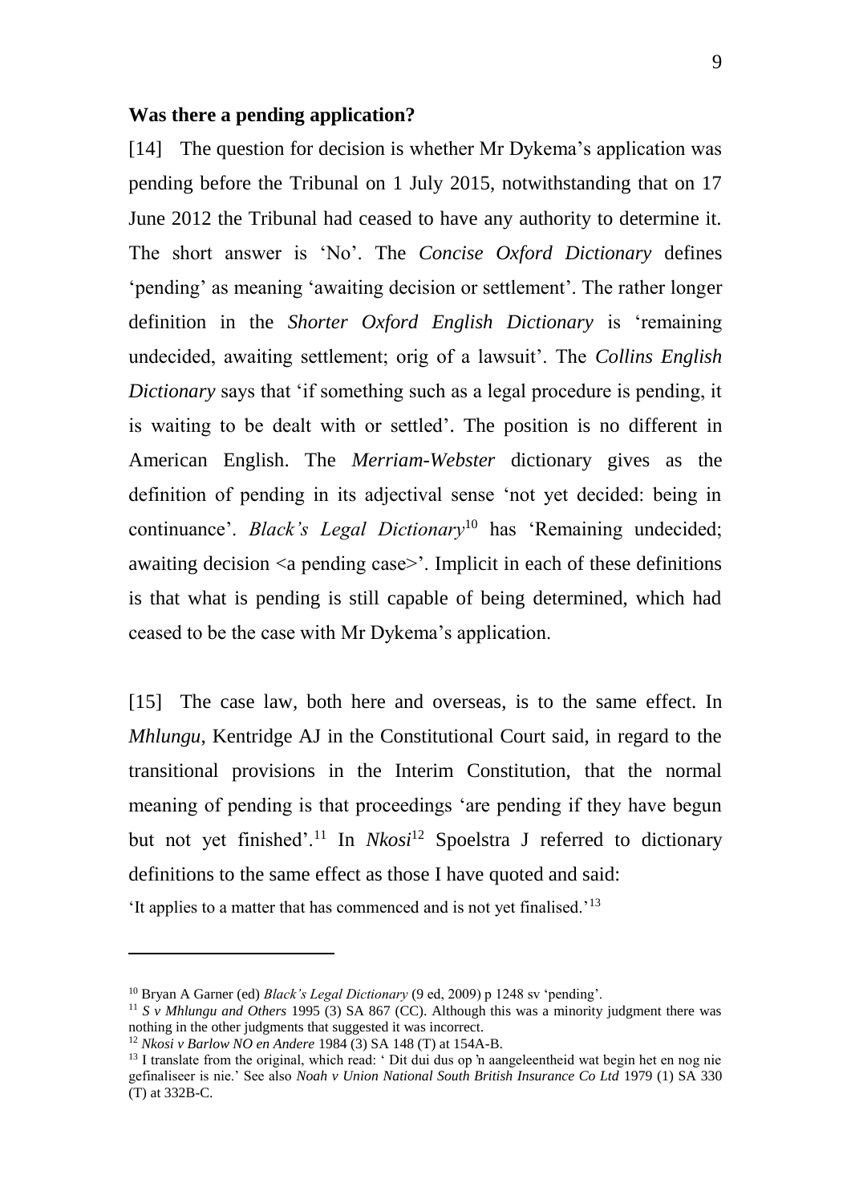**Was there a pending application?**

[14] The question for decision is whether Mr Dykema's application was pending before the Tribunal on 1 July 2015, notwithstanding that on 17 June 2012 the Tribunal had ceased to have any authority to determine it. The short answer is 'No'. The *Concise Oxford Dictionary* defines 'pending' as meaning 'awaiting decision or settlement'. The rather longer definition in the *Shorter Oxford English Dictionary* is 'remaining undecided, awaiting settlement; orig of a lawsuit'. The *Collins English Dictionary* says that 'if something such as a legal procedure is pending, it is waiting to be dealt with or settled'. The position is no different in American English. The *Merriam-Webster* dictionary gives as the definition of pending in its adjectival sense 'not yet decided: being in continuance'. *Black's Legal Dictionary*[10] has 'Remaining undecided; awaiting decision <a pending case>'. Implicit in each of these definitions is that what is pending is still capable of being determined, which had ceased to be the case with Mr Dykema's application.

[15] The case law, both here and overseas, is to the same effect. In *Mhlungu*, Kentridge AJ in the Constitutional Court said, in regard to the transitional provisions in the Interim Constitution, that the normal meaning of pending is that proceedings 'are pending if they have begun but not yet finished'.[11] In *Nkosi*[12] Spoelstra J referred to dictionary definitions to the same effect as those I have quoted and said:

'It applies to a matter that has commenced and is not yet finalised.'[13]

---

[10] Bryan A Garner (ed) *Black's Legal Dictionary* (9 ed, 2009) p 1248 sv 'pending'.

[11] *S v Mhlungu and Others* 1995 (3) SA 867 (CC). Although this was a minority judgment there was nothing in the other judgments that suggested it was incorrect.

[12] *Nkosi v Barlow NO en Andere* 1984 (3) SA 148 (T) at 154A-B.

[13] I translate from the original, which read: ' Dit dui dus op 'n aangeleentheid wat begin het en nog nie gefinaliseer is nie.' See also *Noah v Union National South British Insurance Co Ltd* 1979 (1) SA 330 (T) at 332B-C.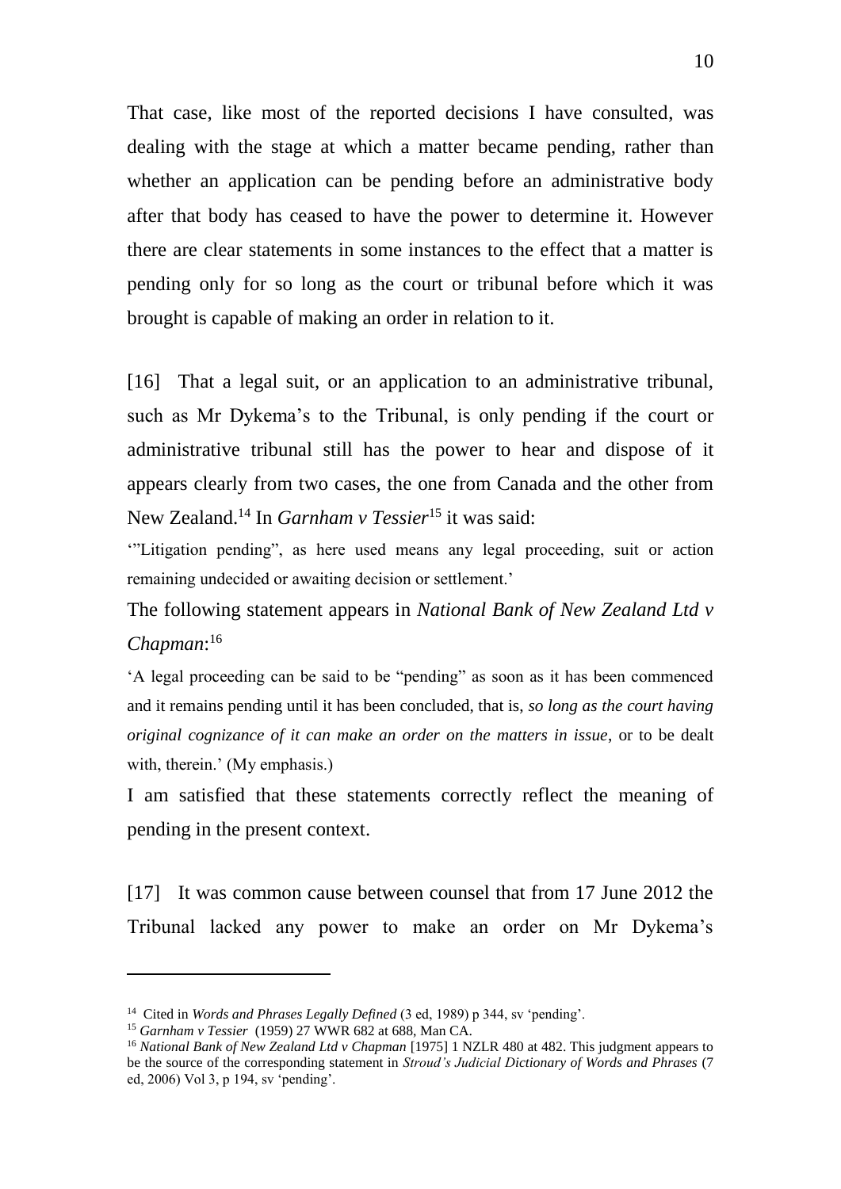That case, like most of the reported decisions I have consulted, was dealing with the stage at which a matter became pending, rather than whether an application can be pending before an administrative body after that body has ceased to have the power to determine it. However there are clear statements in some instances to the effect that a matter is pending only for so long as the court or tribunal before which it was brought is capable of making an order in relation to it.

[16] That a legal suit, or an application to an administrative tribunal, such as Mr Dykema's to the Tribunal, is only pending if the court or administrative tribunal still has the power to hear and dispose of it appears clearly from two cases, the one from Canada and the other from New Zealand.[14] In *Garnham v Tessier*[15] it was said:

'"Litigation pending", as here used means any legal proceeding, suit or action remaining undecided or awaiting decision or settlement.'

The following statement appears in *National Bank of New Zealand Ltd v Chapman*:[16]

'A legal proceeding can be said to be "pending" as soon as it has been commenced and it remains pending until it has been concluded, that is, *so long as the court having original cognizance of it can make an order on the matters in issue*, or to be dealt with, therein.' (My emphasis.)

I am satisfied that these statements correctly reflect the meaning of pending in the present context.

[17] It was common cause between counsel that from 17 June 2012 the Tribunal lacked any power to make an order on Mr Dykema's

---

[14] Cited in *Words and Phrases Legally Defined* (3 ed, 1989) p 344, sv 'pending'.

[15] *Garnham v Tessier* (1959) 27 WWR 682 at 688, Man CA.

[16] *National Bank of New Zealand Ltd v Chapman* [1975] 1 NZLR 480 at 482. This judgment appears to be the source of the corresponding statement in *Stroud's Judicial Dictionary of Words and Phrases* (7 ed, 2006) Vol 3, p 194, sv 'pending'.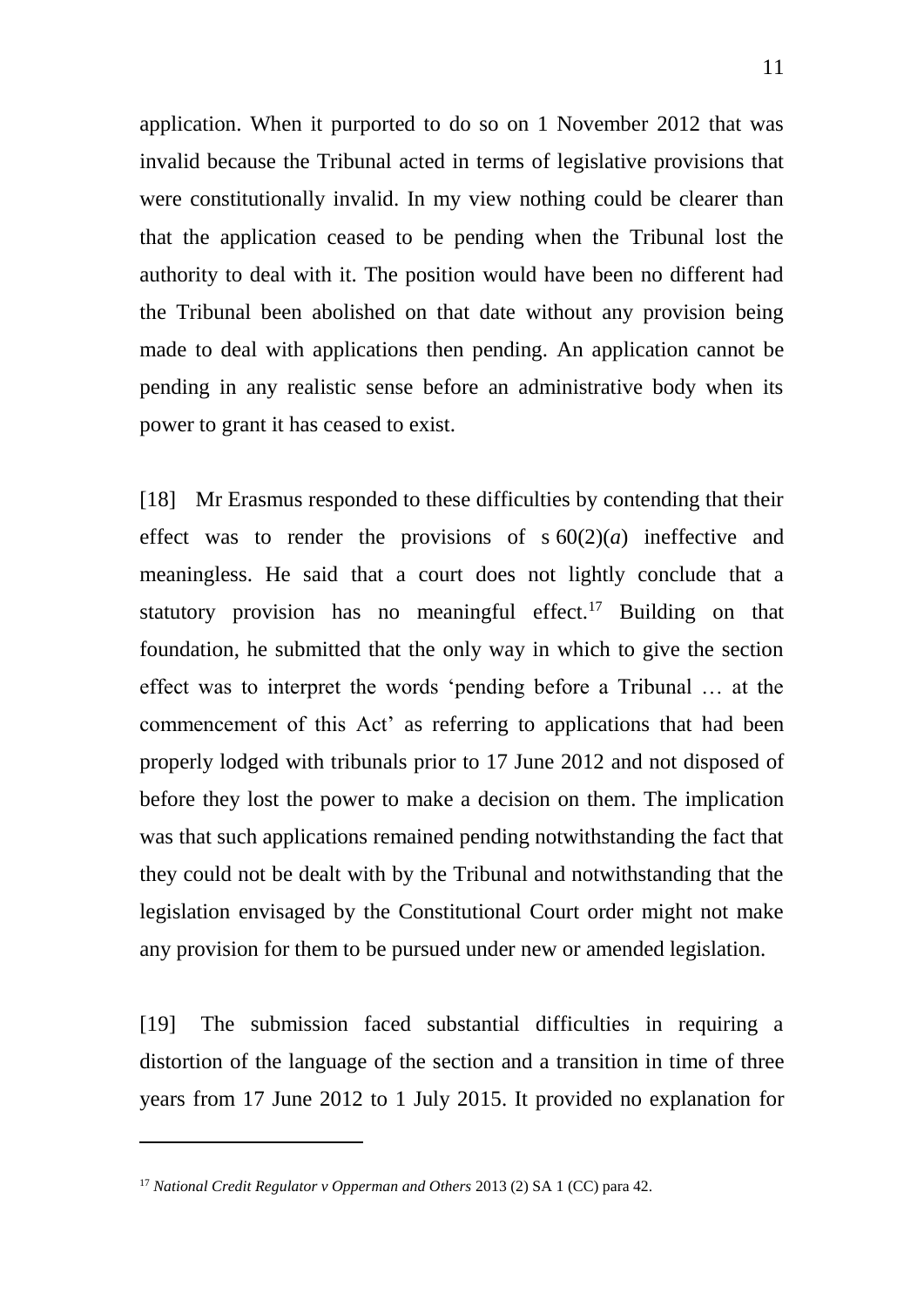application. When it purported to do so on 1 November 2012 that was invalid because the Tribunal acted in terms of legislative provisions that were constitutionally invalid. In my view nothing could be clearer than that the application ceased to be pending when the Tribunal lost the authority to deal with it. The position would have been no different had the Tribunal been abolished on that date without any provision being made to deal with applications then pending. An application cannot be pending in any realistic sense before an administrative body when its power to grant it has ceased to exist.

[18] Mr Erasmus responded to these difficulties by contending that their effect was to render the provisions of s 60(2)(*a*) ineffective and meaningless. He said that a court does not lightly conclude that a statutory provision has no meaningful effect.[17] Building on that foundation, he submitted that the only way in which to give the section effect was to interpret the words 'pending before a Tribunal … at the commencement of this Act' as referring to applications that had been properly lodged with tribunals prior to 17 June 2012 and not disposed of before they lost the power to make a decision on them. The implication was that such applications remained pending notwithstanding the fact that they could not be dealt with by the Tribunal and notwithstanding that the legislation envisaged by the Constitutional Court order might not make any provision for them to be pursued under new or amended legislation.

[19] The submission faced substantial difficulties in requiring a distortion of the language of the section and a transition in time of three years from 17 June 2012 to 1 July 2015. It provided no explanation for

---

[17] *National Credit Regulator v Opperman and Others* 2013 (2) SA 1 (CC) para 42.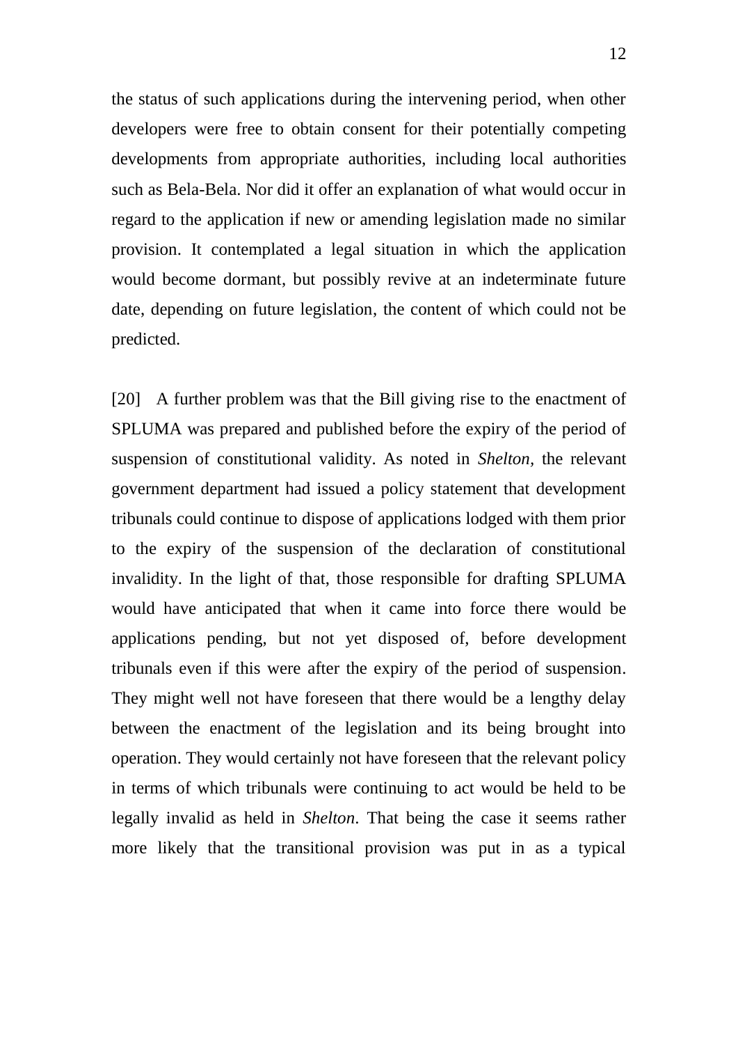the status of such applications during the intervening period, when other developers were free to obtain consent for their potentially competing developments from appropriate authorities, including local authorities such as Bela-Bela. Nor did it offer an explanation of what would occur in regard to the application if new or amending legislation made no similar provision. It contemplated a legal situation in which the application would become dormant, but possibly revive at an indeterminate future date, depending on future legislation, the content of which could not be predicted.

[20] A further problem was that the Bill giving rise to the enactment of SPLUMA was prepared and published before the expiry of the period of suspension of constitutional validity. As noted in *Shelton,* the relevant government department had issued a policy statement that development tribunals could continue to dispose of applications lodged with them prior to the expiry of the suspension of the declaration of constitutional invalidity. In the light of that, those responsible for drafting SPLUMA would have anticipated that when it came into force there would be applications pending, but not yet disposed of, before development tribunals even if this were after the expiry of the period of suspension. They might well not have foreseen that there would be a lengthy delay between the enactment of the legislation and its being brought into operation. They would certainly not have foreseen that the relevant policy in terms of which tribunals were continuing to act would be held to be legally invalid as held in *Shelton*. That being the case it seems rather more likely that the transitional provision was put in as a typical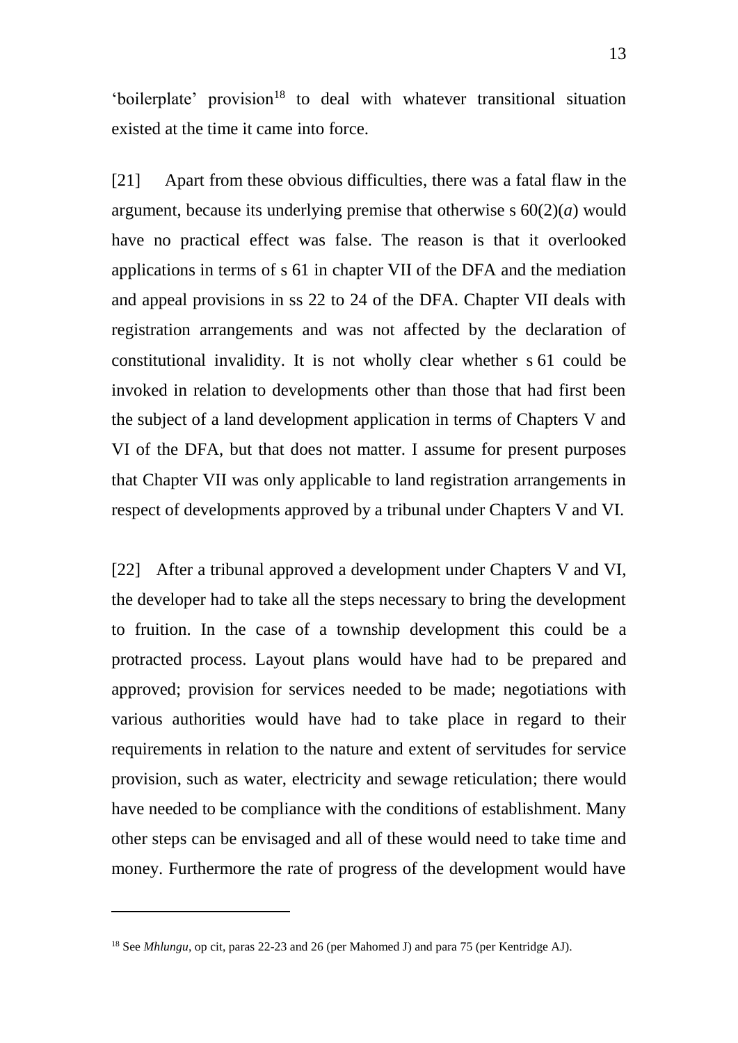'boilerplate' provision[18] to deal with whatever transitional situation existed at the time it came into force.

[21] Apart from these obvious difficulties, there was a fatal flaw in the argument, because its underlying premise that otherwise s 60(2)(*a*) would have no practical effect was false. The reason is that it overlooked applications in terms of s 61 in chapter VII of the DFA and the mediation and appeal provisions in ss 22 to 24 of the DFA. Chapter VII deals with registration arrangements and was not affected by the declaration of constitutional invalidity. It is not wholly clear whether s 61 could be invoked in relation to developments other than those that had first been the subject of a land development application in terms of Chapters V and VI of the DFA, but that does not matter. I assume for present purposes that Chapter VII was only applicable to land registration arrangements in respect of developments approved by a tribunal under Chapters V and VI.

[22] After a tribunal approved a development under Chapters V and VI, the developer had to take all the steps necessary to bring the development to fruition. In the case of a township development this could be a protracted process. Layout plans would have had to be prepared and approved; provision for services needed to be made; negotiations with various authorities would have had to take place in regard to their requirements in relation to the nature and extent of servitudes for service provision, such as water, electricity and sewage reticulation; there would have needed to be compliance with the conditions of establishment. Many other steps can be envisaged and all of these would need to take time and money. Furthermore the rate of progress of the development would have

---

[18] See *Mhlungu*, op cit, paras 22-23 and 26 (per Mahomed J) and para 75 (per Kentridge AJ).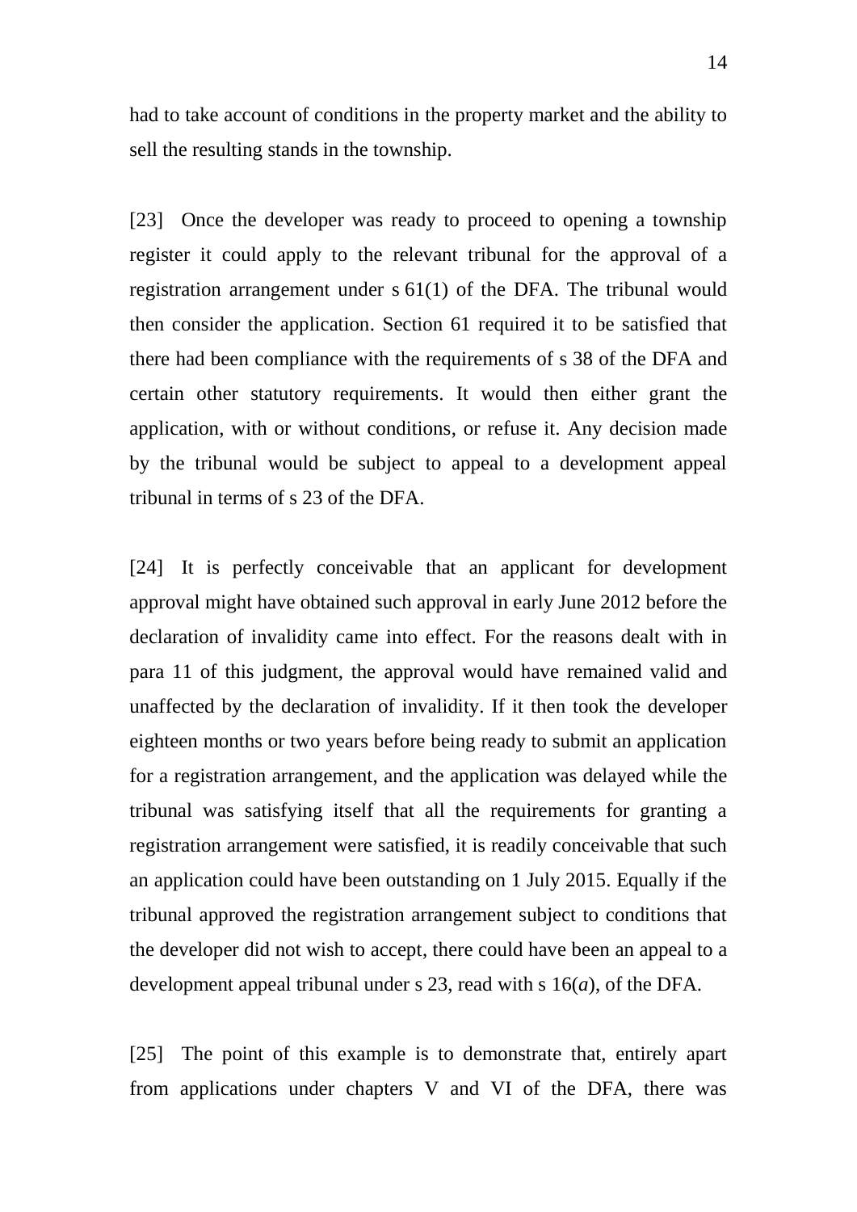had to take account of conditions in the property market and the ability to sell the resulting stands in the township.

[23] Once the developer was ready to proceed to opening a township register it could apply to the relevant tribunal for the approval of a registration arrangement under s 61(1) of the DFA. The tribunal would then consider the application. Section 61 required it to be satisfied that there had been compliance with the requirements of s 38 of the DFA and certain other statutory requirements. It would then either grant the application, with or without conditions, or refuse it. Any decision made by the tribunal would be subject to appeal to a development appeal tribunal in terms of s 23 of the DFA.

[24] It is perfectly conceivable that an applicant for development approval might have obtained such approval in early June 2012 before the declaration of invalidity came into effect. For the reasons dealt with in para 11 of this judgment, the approval would have remained valid and unaffected by the declaration of invalidity. If it then took the developer eighteen months or two years before being ready to submit an application for a registration arrangement, and the application was delayed while the tribunal was satisfying itself that all the requirements for granting a registration arrangement were satisfied, it is readily conceivable that such an application could have been outstanding on 1 July 2015. Equally if the tribunal approved the registration arrangement subject to conditions that the developer did not wish to accept, there could have been an appeal to a development appeal tribunal under s 23, read with s 16(*a*), of the DFA.

[25] The point of this example is to demonstrate that, entirely apart from applications under chapters V and VI of the DFA, there was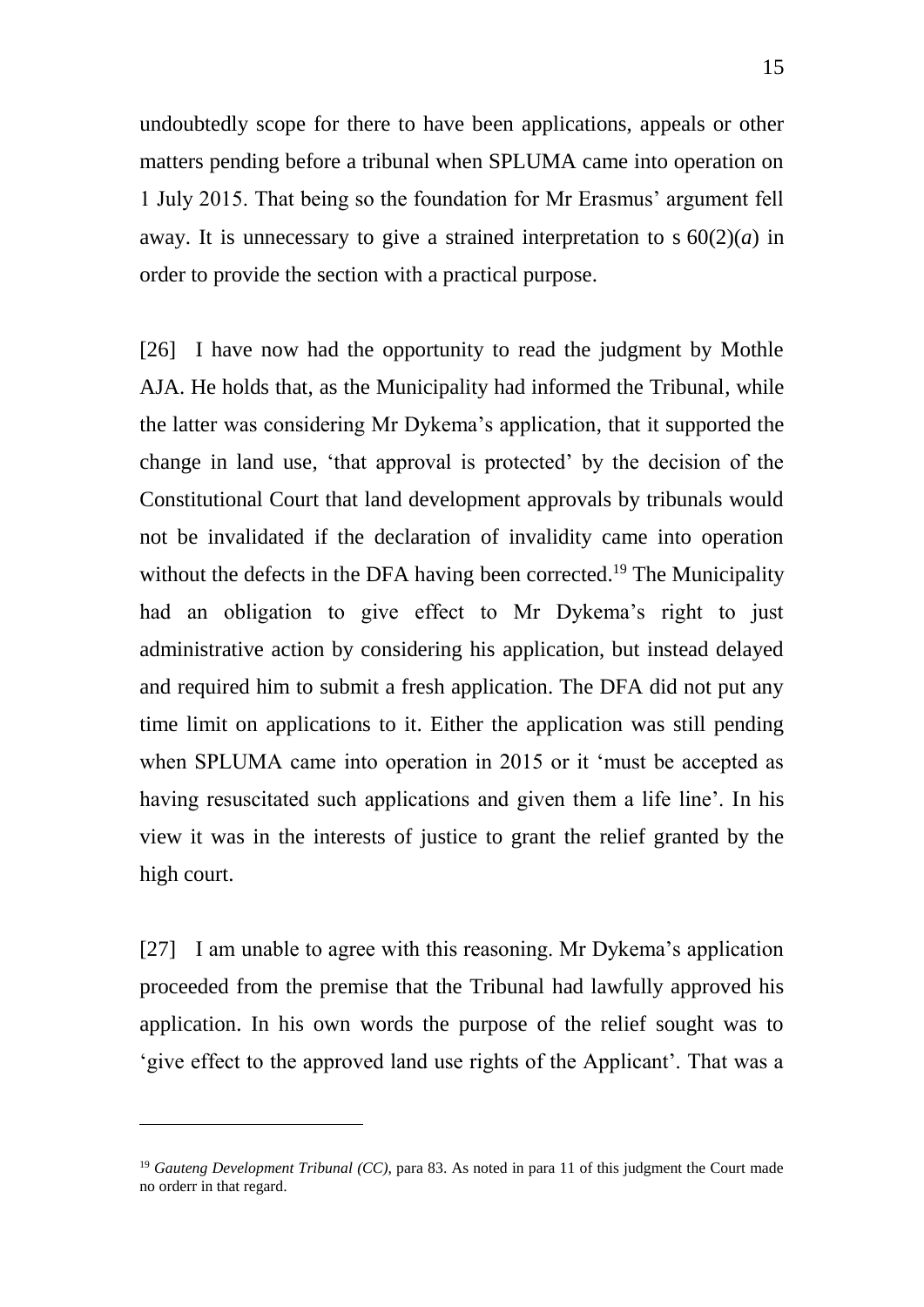undoubtedly scope for there to have been applications, appeals or other matters pending before a tribunal when SPLUMA came into operation on 1 July 2015. That being so the foundation for Mr Erasmus' argument fell away. It is unnecessary to give a strained interpretation to s 60(2)(*a*) in order to provide the section with a practical purpose.

[26] I have now had the opportunity to read the judgment by Mothle AJA. He holds that, as the Municipality had informed the Tribunal, while the latter was considering Mr Dykema's application, that it supported the change in land use, 'that approval is protected' by the decision of the Constitutional Court that land development approvals by tribunals would not be invalidated if the declaration of invalidity came into operation without the defects in the DFA having been corrected.[19] The Municipality had an obligation to give effect to Mr Dykema's right to just administrative action by considering his application, but instead delayed and required him to submit a fresh application. The DFA did not put any time limit on applications to it. Either the application was still pending when SPLUMA came into operation in 2015 or it 'must be accepted as having resuscitated such applications and given them a life line'. In his view it was in the interests of justice to grant the relief granted by the high court.

[27] I am unable to agree with this reasoning. Mr Dykema's application proceeded from the premise that the Tribunal had lawfully approved his application. In his own words the purpose of the relief sought was to 'give effect to the approved land use rights of the Applicant'. That was a

---

[19] *Gauteng Development Tribunal (CC)*, para 83. As noted in para 11 of this judgment the Court made no orderr in that regard.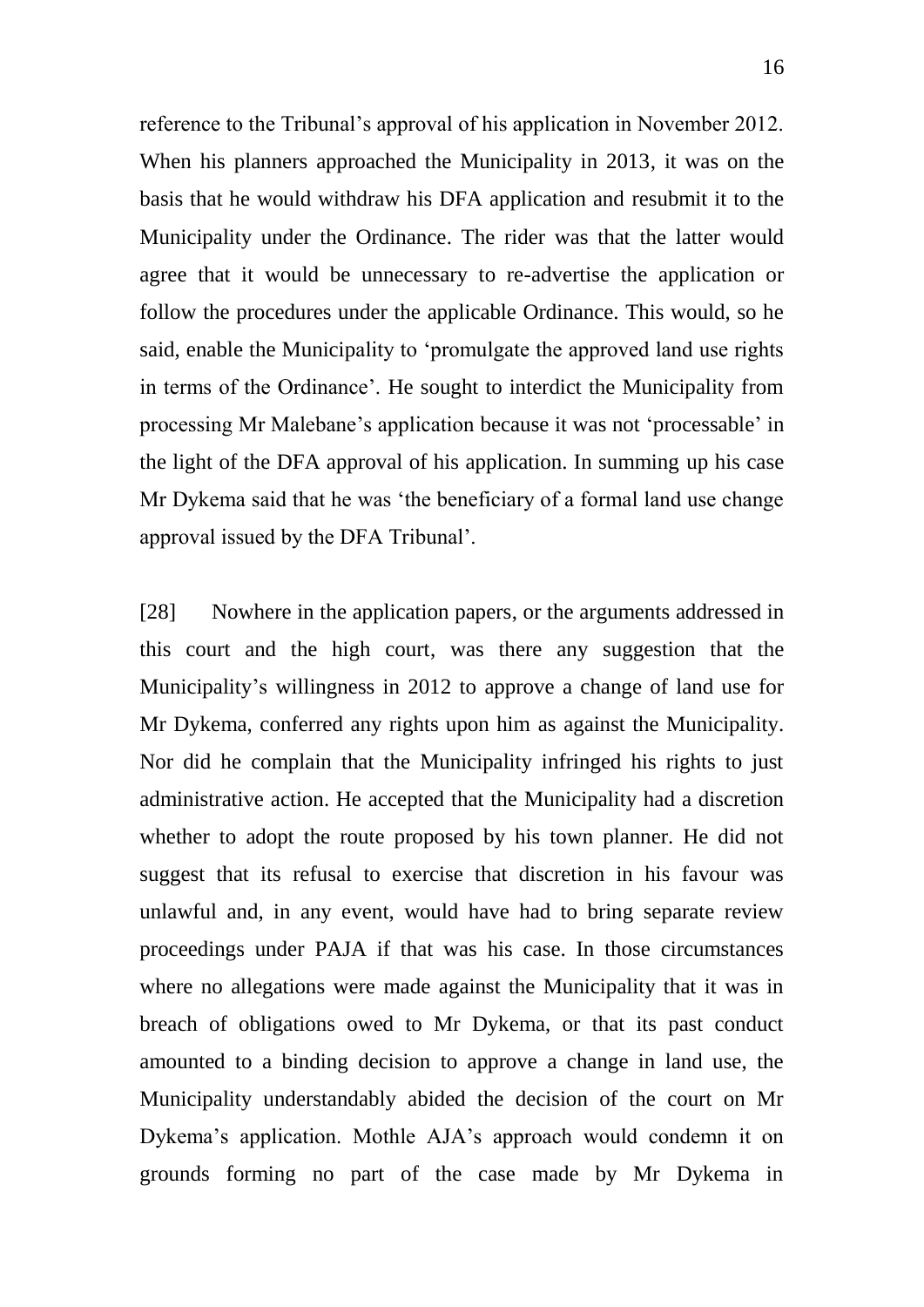reference to the Tribunal's approval of his application in November 2012. When his planners approached the Municipality in 2013, it was on the basis that he would withdraw his DFA application and resubmit it to the Municipality under the Ordinance. The rider was that the latter would agree that it would be unnecessary to re-advertise the application or follow the procedures under the applicable Ordinance. This would, so he said, enable the Municipality to 'promulgate the approved land use rights in terms of the Ordinance'. He sought to interdict the Municipality from processing Mr Malebane's application because it was not 'processable' in the light of the DFA approval of his application. In summing up his case Mr Dykema said that he was 'the beneficiary of a formal land use change approval issued by the DFA Tribunal'.

[28] Nowhere in the application papers, or the arguments addressed in this court and the high court, was there any suggestion that the Municipality's willingness in 2012 to approve a change of land use for Mr Dykema, conferred any rights upon him as against the Municipality. Nor did he complain that the Municipality infringed his rights to just administrative action. He accepted that the Municipality had a discretion whether to adopt the route proposed by his town planner. He did not suggest that its refusal to exercise that discretion in his favour was unlawful and, in any event, would have had to bring separate review proceedings under PAJA if that was his case. In those circumstances where no allegations were made against the Municipality that it was in breach of obligations owed to Mr Dykema, or that its past conduct amounted to a binding decision to approve a change in land use, the Municipality understandably abided the decision of the court on Mr Dykema's application. Mothle AJA's approach would condemn it on grounds forming no part of the case made by Mr Dykema in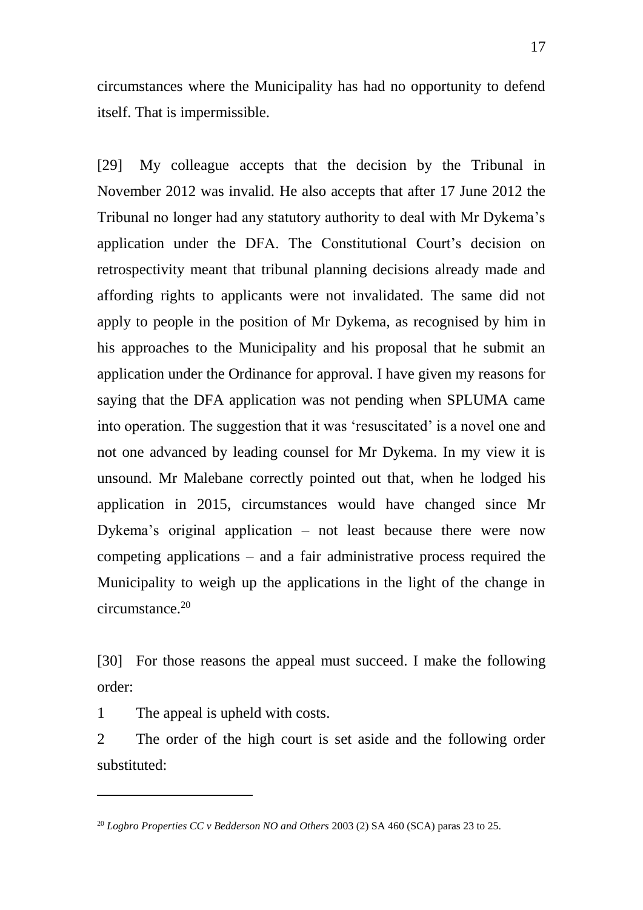circumstances where the Municipality has had no opportunity to defend itself. That is impermissible.

[29] My colleague accepts that the decision by the Tribunal in November 2012 was invalid. He also accepts that after 17 June 2012 the Tribunal no longer had any statutory authority to deal with Mr Dykema's application under the DFA. The Constitutional Court's decision on retrospectivity meant that tribunal planning decisions already made and affording rights to applicants were not invalidated. The same did not apply to people in the position of Mr Dykema, as recognised by him in his approaches to the Municipality and his proposal that he submit an application under the Ordinance for approval. I have given my reasons for saying that the DFA application was not pending when SPLUMA came into operation. The suggestion that it was 'resuscitated' is a novel one and not one advanced by leading counsel for Mr Dykema. In my view it is unsound. Mr Malebane correctly pointed out that, when he lodged his application in 2015, circumstances would have changed since Mr Dykema's original application – not least because there were now competing applications – and a fair administrative process required the Municipality to weigh up the applications in the light of the change in circumstance.[20]

[30] For those reasons the appeal must succeed. I make the following order:

1 The appeal is upheld with costs.

2 The order of the high court is set aside and the following order substituted:

---

[20] *Logbro Properties CC v Bedderson NO and Others* 2003 (2) SA 460 (SCA) paras 23 to 25.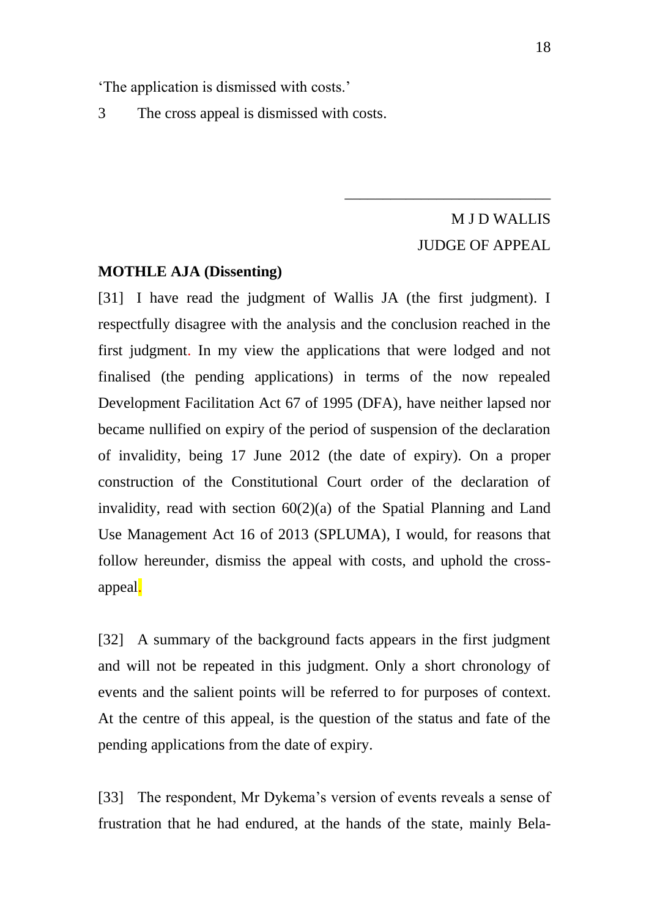'The application is dismissed with costs.'

3 The cross appeal is dismissed with costs.

\_\_\_\_\_\_\_\_\_\_\_\_\_\_\_\_\_\_\_\_\_\_\_\_\_\_\_

M J D WALLIS
JUDGE OF APPEAL

**MOTHLE AJA (Dissenting)**

[31] I have read the judgment of Wallis JA (the first judgment). I respectfully disagree with the analysis and the conclusion reached in the first judgment. In my view the applications that were lodged and not finalised (the pending applications) in terms of the now repealed Development Facilitation Act 67 of 1995 (DFA), have neither lapsed nor became nullified on expiry of the period of suspension of the declaration of invalidity, being 17 June 2012 (the date of expiry). On a proper construction of the Constitutional Court order of the declaration of invalidity, read with section 60(2)(a) of the Spatial Planning and Land Use Management Act 16 of 2013 (SPLUMA), I would, for reasons that follow hereunder, dismiss the appeal with costs, and uphold the cross-appeal.

[32] A summary of the background facts appears in the first judgment and will not be repeated in this judgment. Only a short chronology of events and the salient points will be referred to for purposes of context. At the centre of this appeal, is the question of the status and fate of the pending applications from the date of expiry.

[33] The respondent, Mr Dykema's version of events reveals a sense of frustration that he had endured, at the hands of the state, mainly Bela-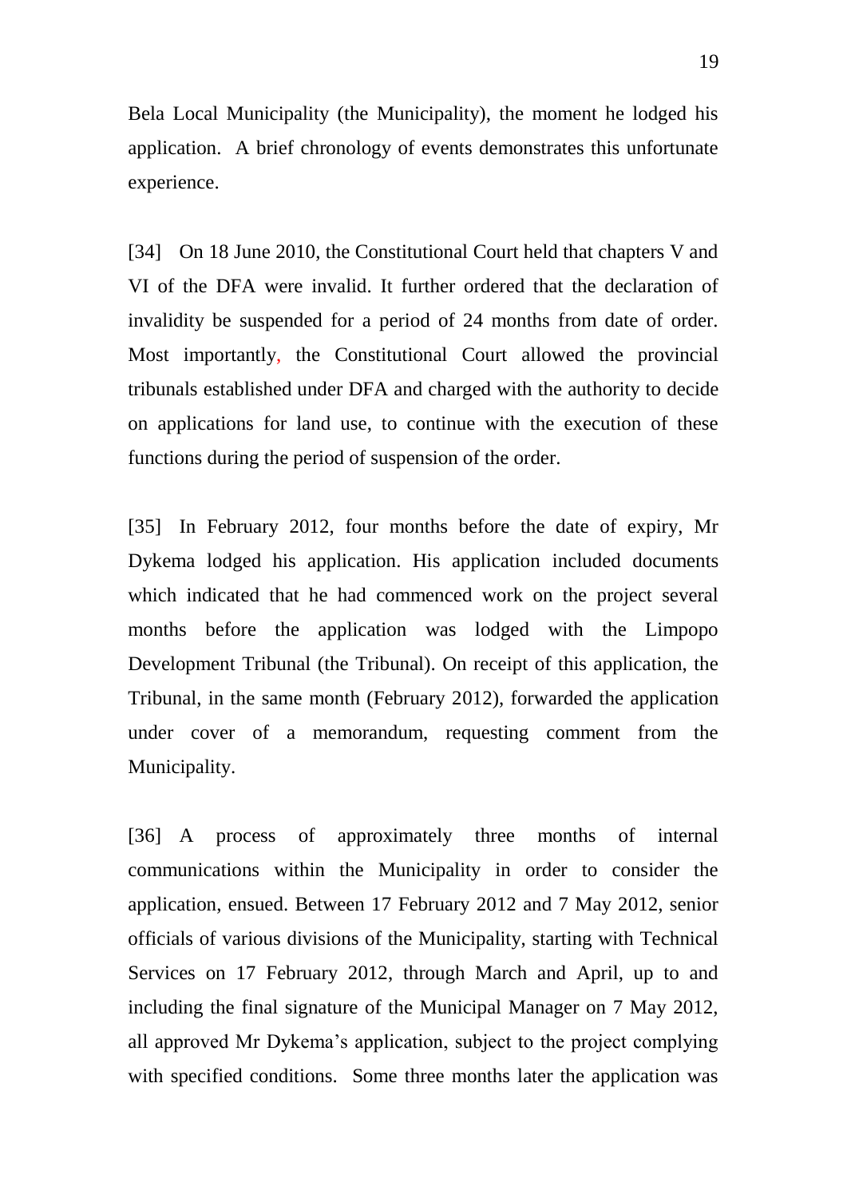Bela Local Municipality (the Municipality), the moment he lodged his application. A brief chronology of events demonstrates this unfortunate experience.

[34] On 18 June 2010, the Constitutional Court held that chapters V and VI of the DFA were invalid. It further ordered that the declaration of invalidity be suspended for a period of 24 months from date of order. Most importantly, the Constitutional Court allowed the provincial tribunals established under DFA and charged with the authority to decide on applications for land use, to continue with the execution of these functions during the period of suspension of the order.

[35] In February 2012, four months before the date of expiry, Mr Dykema lodged his application. His application included documents which indicated that he had commenced work on the project several months before the application was lodged with the Limpopo Development Tribunal (the Tribunal). On receipt of this application, the Tribunal, in the same month (February 2012), forwarded the application under cover of a memorandum, requesting comment from the Municipality.

[36] A process of approximately three months of internal communications within the Municipality in order to consider the application, ensued. Between 17 February 2012 and 7 May 2012, senior officials of various divisions of the Municipality, starting with Technical Services on 17 February 2012, through March and April, up to and including the final signature of the Municipal Manager on 7 May 2012, all approved Mr Dykema's application, subject to the project complying with specified conditions. Some three months later the application was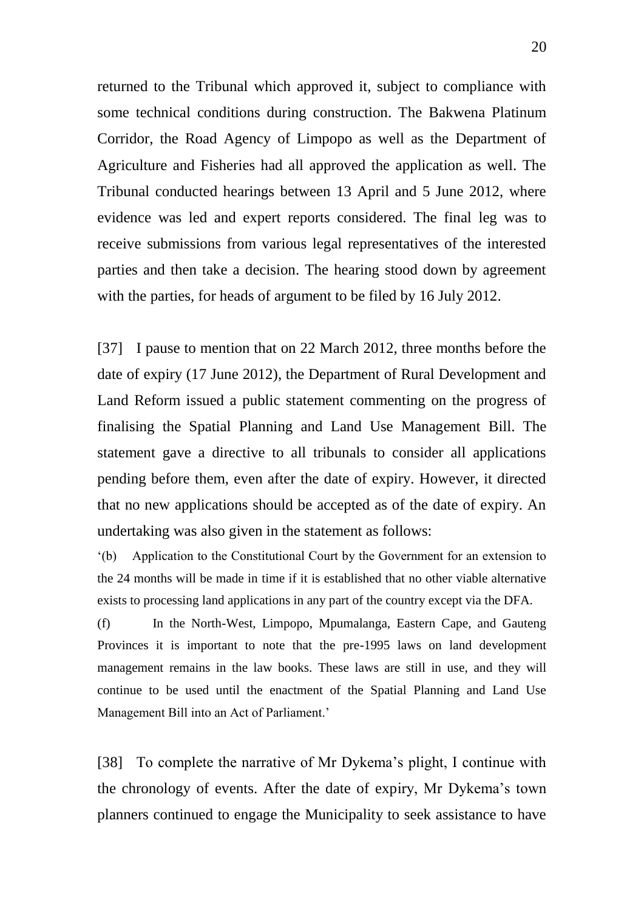returned to the Tribunal which approved it, subject to compliance with some technical conditions during construction. The Bakwena Platinum Corridor, the Road Agency of Limpopo as well as the Department of Agriculture and Fisheries had all approved the application as well. The Tribunal conducted hearings between 13 April and 5 June 2012, where evidence was led and expert reports considered. The final leg was to receive submissions from various legal representatives of the interested parties and then take a decision. The hearing stood down by agreement with the parties, for heads of argument to be filed by 16 July 2012.

[37] I pause to mention that on 22 March 2012, three months before the date of expiry (17 June 2012), the Department of Rural Development and Land Reform issued a public statement commenting on the progress of finalising the Spatial Planning and Land Use Management Bill. The statement gave a directive to all tribunals to consider all applications pending before them, even after the date of expiry. However, it directed that no new applications should be accepted as of the date of expiry. An undertaking was also given in the statement as follows:

> '(b) Application to the Constitutional Court by the Government for an extension to the 24 months will be made in time if it is established that no other viable alternative exists to processing land applications in any part of the country except via the DFA.
>
> (f) In the North-West, Limpopo, Mpumalanga, Eastern Cape, and Gauteng Provinces it is important to note that the pre-1995 laws on land development management remains in the law books. These laws are still in use, and they will continue to be used until the enactment of the Spatial Planning and Land Use Management Bill into an Act of Parliament.'

[38] To complete the narrative of Mr Dykema's plight, I continue with the chronology of events. After the date of expiry, Mr Dykema's town planners continued to engage the Municipality to seek assistance to have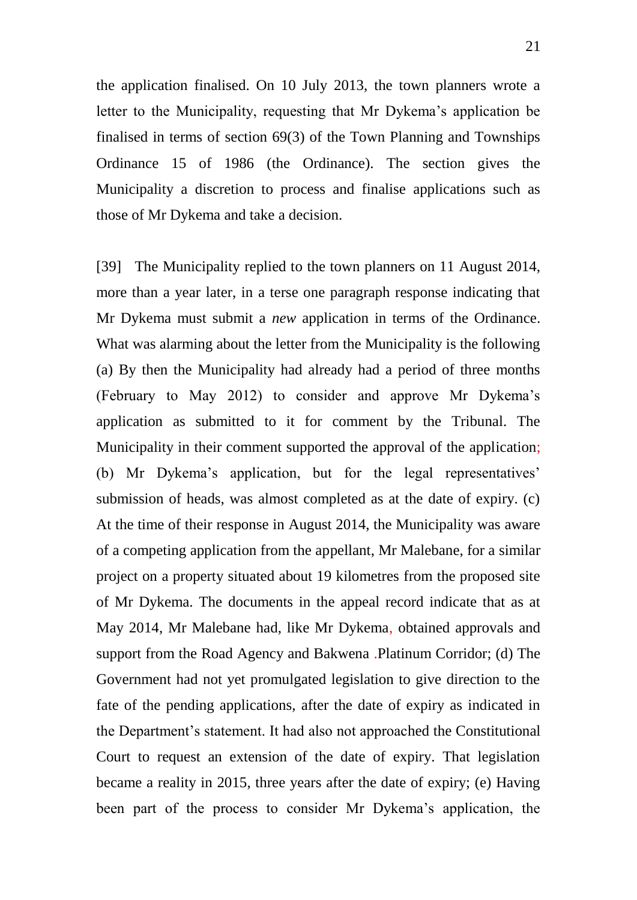the application finalised. On 10 July 2013, the town planners wrote a letter to the Municipality, requesting that Mr Dykema's application be finalised in terms of section 69(3) of the Town Planning and Townships Ordinance 15 of 1986 (the Ordinance). The section gives the Municipality a discretion to process and finalise applications such as those of Mr Dykema and take a decision.

[39] The Municipality replied to the town planners on 11 August 2014, more than a year later, in a terse one paragraph response indicating that Mr Dykema must submit a *new* application in terms of the Ordinance. What was alarming about the letter from the Municipality is the following (a) By then the Municipality had already had a period of three months (February to May 2012) to consider and approve Mr Dykema's application as submitted to it for comment by the Tribunal. The Municipality in their comment supported the approval of the application; (b) Mr Dykema's application, but for the legal representatives' submission of heads, was almost completed as at the date of expiry. (c) At the time of their response in August 2014, the Municipality was aware of a competing application from the appellant, Mr Malebane, for a similar project on a property situated about 19 kilometres from the proposed site of Mr Dykema. The documents in the appeal record indicate that as at May 2014, Mr Malebane had, like Mr Dykema, obtained approvals and support from the Road Agency and Bakwena .Platinum Corridor; (d) The Government had not yet promulgated legislation to give direction to the fate of the pending applications, after the date of expiry as indicated in the Department's statement. It had also not approached the Constitutional Court to request an extension of the date of expiry. That legislation became a reality in 2015, three years after the date of expiry; (e) Having been part of the process to consider Mr Dykema's application, the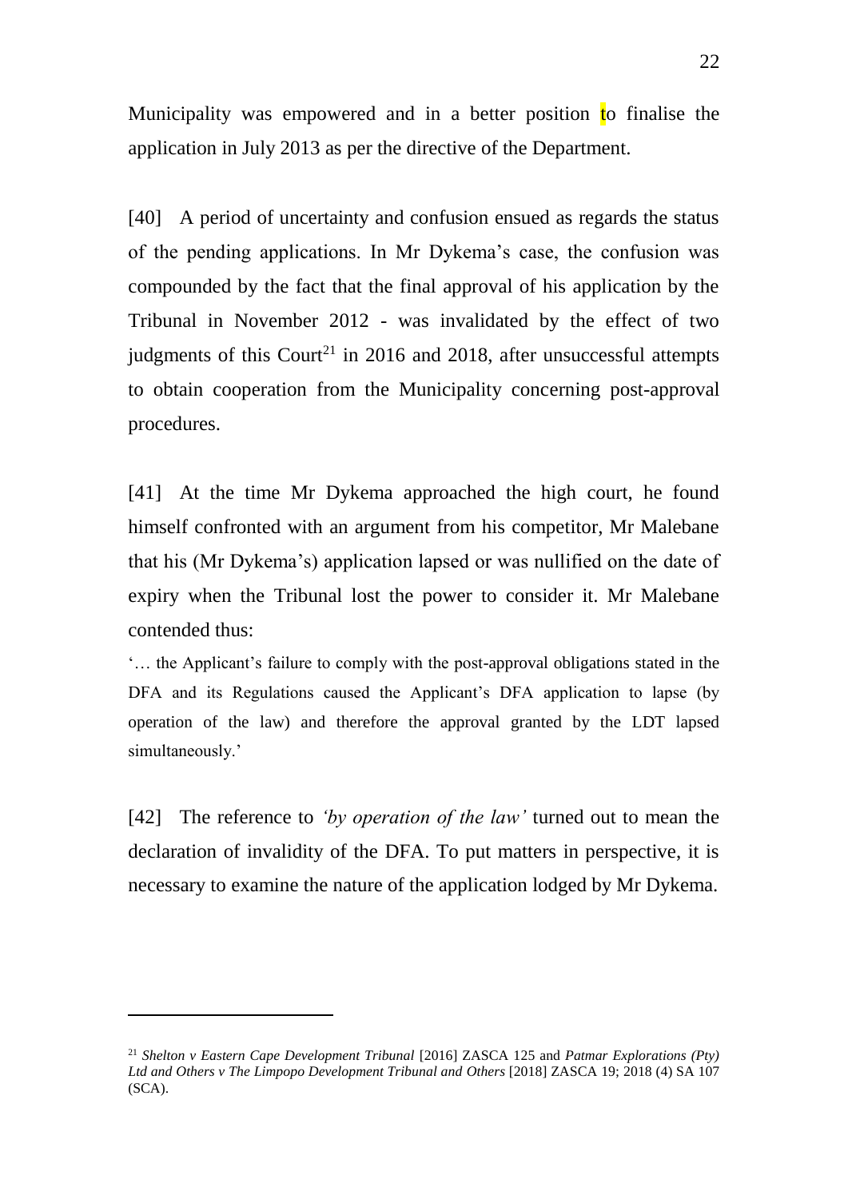Municipality was empowered and in a better position to finalise the application in July 2013 as per the directive of the Department.

[40] A period of uncertainty and confusion ensued as regards the status of the pending applications. In Mr Dykema's case, the confusion was compounded by the fact that the final approval of his application by the Tribunal in November 2012 - was invalidated by the effect of two judgments of this Court[21] in 2016 and 2018, after unsuccessful attempts to obtain cooperation from the Municipality concerning post-approval procedures.

[41] At the time Mr Dykema approached the high court, he found himself confronted with an argument from his competitor, Mr Malebane that his (Mr Dykema's) application lapsed or was nullified on the date of expiry when the Tribunal lost the power to consider it. Mr Malebane contended thus:

'… the Applicant's failure to comply with the post-approval obligations stated in the DFA and its Regulations caused the Applicant's DFA application to lapse (by operation of the law) and therefore the approval granted by the LDT lapsed simultaneously.'

[42] The reference to *'by operation of the law'* turned out to mean the declaration of invalidity of the DFA. To put matters in perspective, it is necessary to examine the nature of the application lodged by Mr Dykema.

---

[21] *Shelton v Eastern Cape Development Tribunal* [2016] ZASCA 125 and *Patmar Explorations (Pty) Ltd and Others v The Limpopo Development Tribunal and Others* [2018] ZASCA 19; 2018 (4) SA 107 (SCA).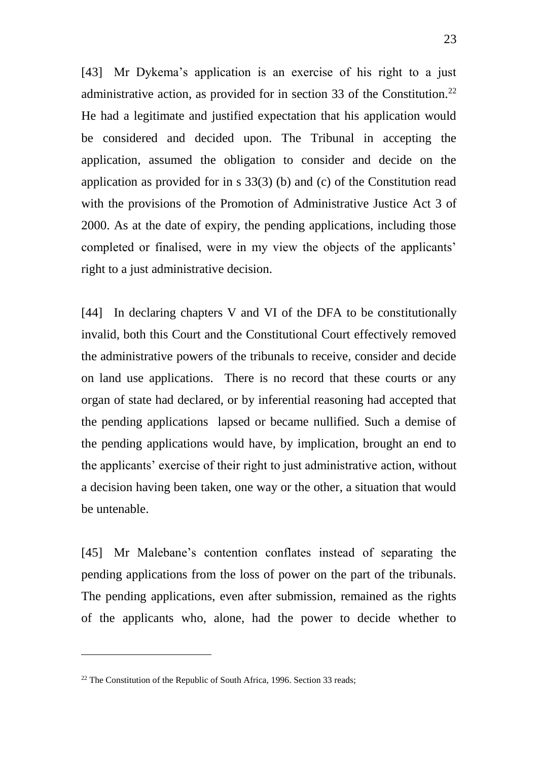[43] Mr Dykema's application is an exercise of his right to a just administrative action, as provided for in section 33 of the Constitution.[22] He had a legitimate and justified expectation that his application would be considered and decided upon. The Tribunal in accepting the application, assumed the obligation to consider and decide on the application as provided for in s 33(3) (b) and (c) of the Constitution read with the provisions of the Promotion of Administrative Justice Act 3 of 2000. As at the date of expiry, the pending applications, including those completed or finalised, were in my view the objects of the applicants' right to a just administrative decision.

[44] In declaring chapters V and VI of the DFA to be constitutionally invalid, both this Court and the Constitutional Court effectively removed the administrative powers of the tribunals to receive, consider and decide on land use applications. There is no record that these courts or any organ of state had declared, or by inferential reasoning had accepted that the pending applications lapsed or became nullified. Such a demise of the pending applications would have, by implication, brought an end to the applicants' exercise of their right to just administrative action, without a decision having been taken, one way or the other, a situation that would be untenable.

[45] Mr Malebane's contention conflates instead of separating the pending applications from the loss of power on the part of the tribunals. The pending applications, even after submission, remained as the rights of the applicants who, alone, had the power to decide whether to

---

[22] The Constitution of the Republic of South Africa, 1996. Section 33 reads;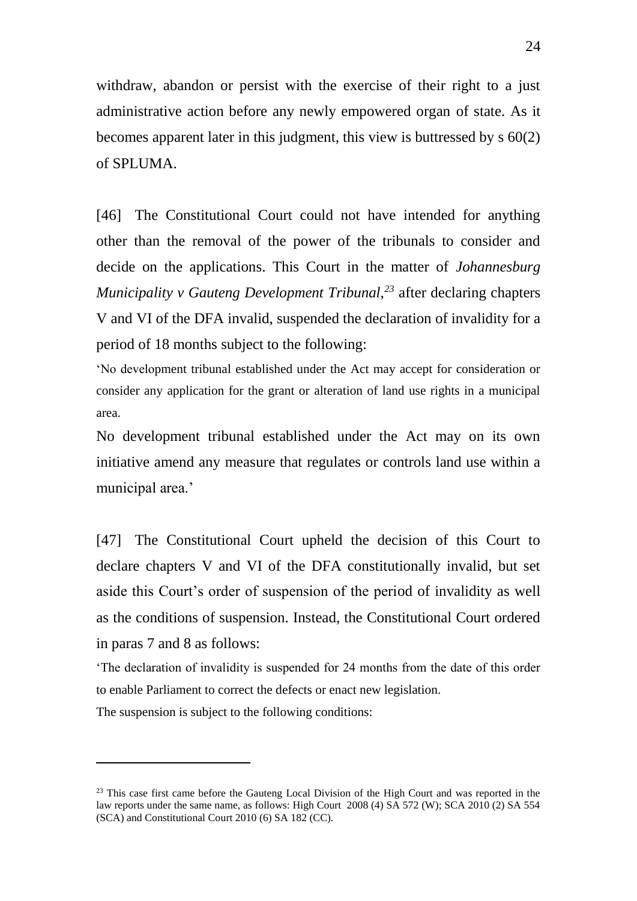withdraw, abandon or persist with the exercise of their right to a just administrative action before any newly empowered organ of state. As it becomes apparent later in this judgment, this view is buttressed by s 60(2) of SPLUMA.

[46] The Constitutional Court could not have intended for anything other than the removal of the power of the tribunals to consider and decide on the applications. This Court in the matter of *Johannesburg Municipality v Gauteng Development Tribunal,*[23] after declaring chapters V and VI of the DFA invalid, suspended the declaration of invalidity for a period of 18 months subject to the following:

'No development tribunal established under the Act may accept for consideration or consider any application for the grant or alteration of land use rights in a municipal area.

No development tribunal established under the Act may on its own initiative amend any measure that regulates or controls land use within a municipal area.'

[47] The Constitutional Court upheld the decision of this Court to declare chapters V and VI of the DFA constitutionally invalid, but set aside this Court's order of suspension of the period of invalidity as well as the conditions of suspension. Instead, the Constitutional Court ordered in paras 7 and 8 as follows:

'The declaration of invalidity is suspended for 24 months from the date of this order to enable Parliament to correct the defects or enact new legislation.

The suspension is subject to the following conditions:

---

[23] This case first came before the Gauteng Local Division of the High Court and was reported in the law reports under the same name, as follows: High Court 2008 (4) SA 572 (W); SCA 2010 (2) SA 554 (SCA) and Constitutional Court 2010 (6) SA 182 (CC).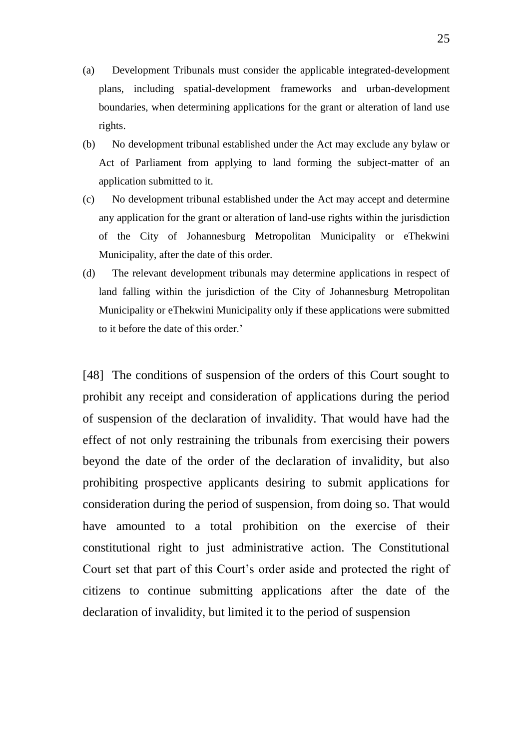(a) Development Tribunals must consider the applicable integrated-development plans, including spatial-development frameworks and urban-development boundaries, when determining applications for the grant or alteration of land use rights.

(b) No development tribunal established under the Act may exclude any bylaw or Act of Parliament from applying to land forming the subject-matter of an application submitted to it.

(c) No development tribunal established under the Act may accept and determine any application for the grant or alteration of land-use rights within the jurisdiction of the City of Johannesburg Metropolitan Municipality or eThekwini Municipality, after the date of this order.

(d) The relevant development tribunals may determine applications in respect of land falling within the jurisdiction of the City of Johannesburg Metropolitan Municipality or eThekwini Municipality only if these applications were submitted to it before the date of this order.'

[48] The conditions of suspension of the orders of this Court sought to prohibit any receipt and consideration of applications during the period of suspension of the declaration of invalidity. That would have had the effect of not only restraining the tribunals from exercising their powers beyond the date of the order of the declaration of invalidity, but also prohibiting prospective applicants desiring to submit applications for consideration during the period of suspension, from doing so. That would have amounted to a total prohibition on the exercise of their constitutional right to just administrative action. The Constitutional Court set that part of this Court's order aside and protected the right of citizens to continue submitting applications after the date of the declaration of invalidity, but limited it to the period of suspension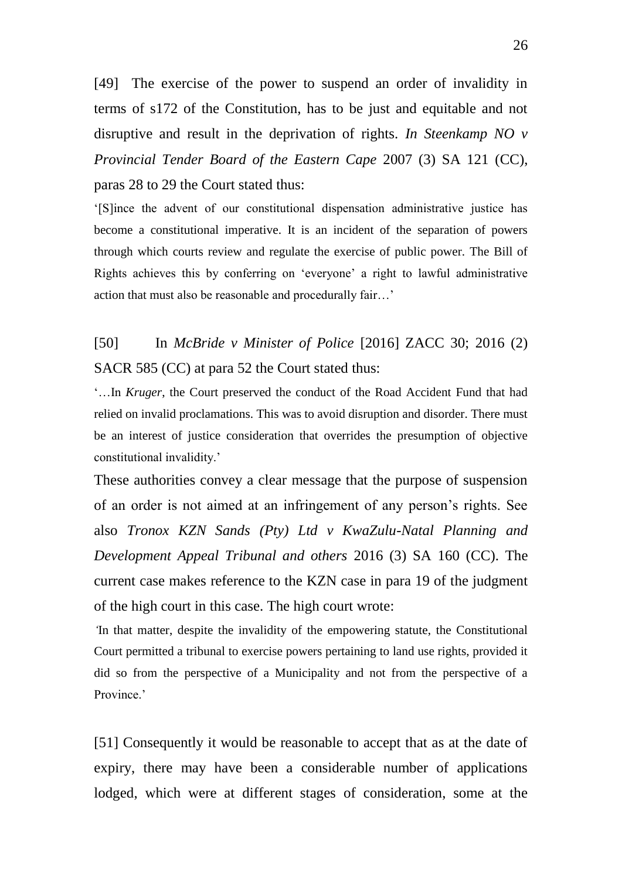[49] The exercise of the power to suspend an order of invalidity in terms of s172 of the Constitution, has to be just and equitable and not disruptive and result in the deprivation of rights. *In Steenkamp NO v Provincial Tender Board of the Eastern Cape* 2007 (3) SA 121 (CC), paras 28 to 29 the Court stated thus:

> '[S]ince the advent of our constitutional dispensation administrative justice has become a constitutional imperative. It is an incident of the separation of powers through which courts review and regulate the exercise of public power. The Bill of Rights achieves this by conferring on 'everyone' a right to lawful administrative action that must also be reasonable and procedurally fair…'

[50] In *McBride v Minister of Police* [2016] ZACC 30; 2016 (2) SACR 585 (CC) at para 52 the Court stated thus:

> '…In *Kruger*, the Court preserved the conduct of the Road Accident Fund that had relied on invalid proclamations. This was to avoid disruption and disorder. There must be an interest of justice consideration that overrides the presumption of objective constitutional invalidity.'

These authorities convey a clear message that the purpose of suspension of an order is not aimed at an infringement of any person's rights. See also *Tronox KZN Sands (Pty) Ltd v KwaZulu-Natal Planning and Development Appeal Tribunal and others* 2016 (3) SA 160 (CC). The current case makes reference to the KZN case in para 19 of the judgment of the high court in this case. The high court wrote:

> 'In that matter, despite the invalidity of the empowering statute, the Constitutional Court permitted a tribunal to exercise powers pertaining to land use rights, provided it did so from the perspective of a Municipality and not from the perspective of a Province.'

[51] Consequently it would be reasonable to accept that as at the date of expiry, there may have been a considerable number of applications lodged, which were at different stages of consideration, some at the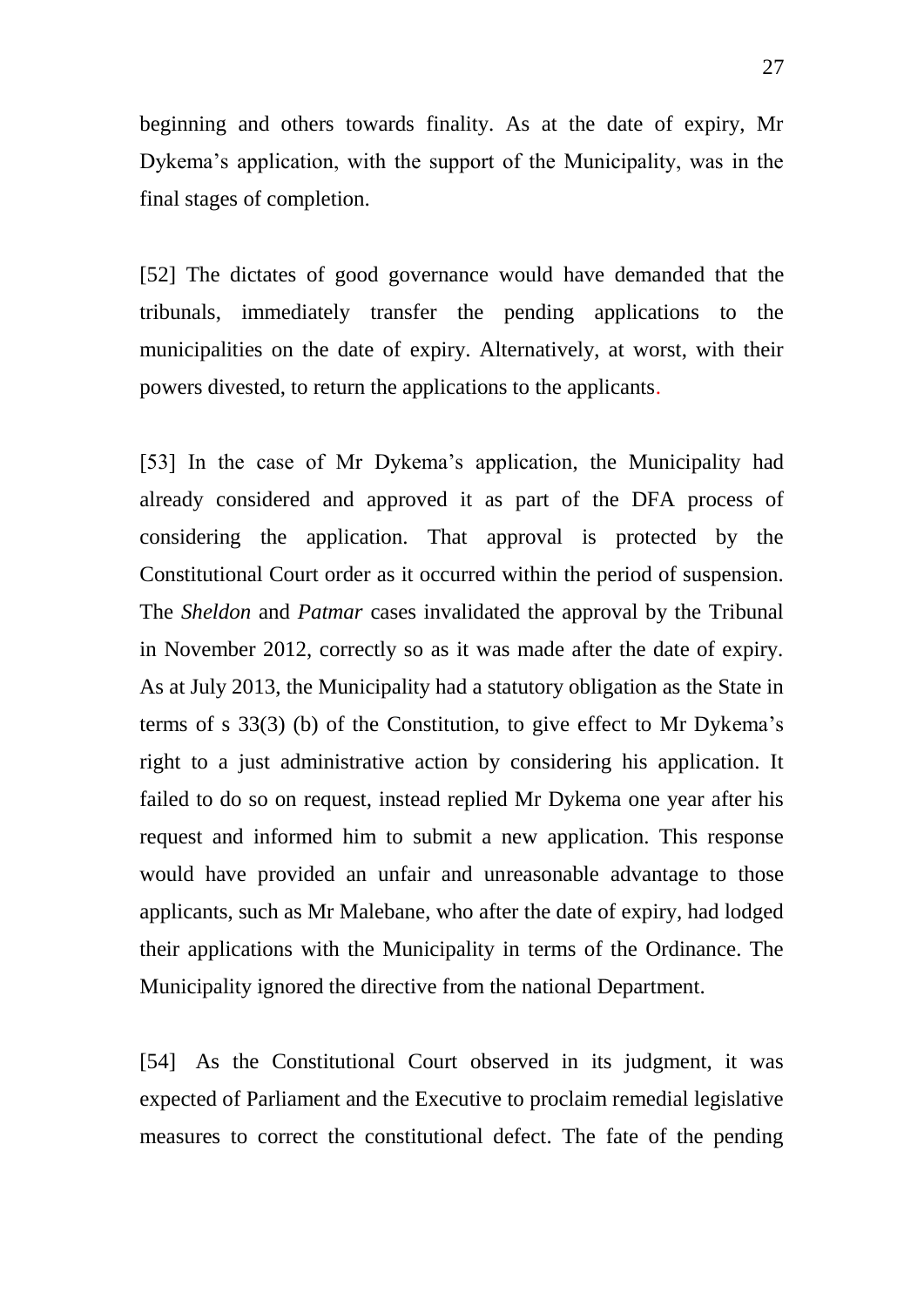beginning and others towards finality. As at the date of expiry, Mr Dykema's application, with the support of the Municipality, was in the final stages of completion.

[52] The dictates of good governance would have demanded that the tribunals, immediately transfer the pending applications to the municipalities on the date of expiry. Alternatively, at worst, with their powers divested, to return the applications to the applicants.

[53] In the case of Mr Dykema's application, the Municipality had already considered and approved it as part of the DFA process of considering the application. That approval is protected by the Constitutional Court order as it occurred within the period of suspension. The *Sheldon* and *Patmar* cases invalidated the approval by the Tribunal in November 2012, correctly so as it was made after the date of expiry. As at July 2013, the Municipality had a statutory obligation as the State in terms of s 33(3) (b) of the Constitution, to give effect to Mr Dykema's right to a just administrative action by considering his application. It failed to do so on request, instead replied Mr Dykema one year after his request and informed him to submit a new application. This response would have provided an unfair and unreasonable advantage to those applicants, such as Mr Malebane, who after the date of expiry, had lodged their applications with the Municipality in terms of the Ordinance. The Municipality ignored the directive from the national Department.

[54] As the Constitutional Court observed in its judgment, it was expected of Parliament and the Executive to proclaim remedial legislative measures to correct the constitutional defect. The fate of the pending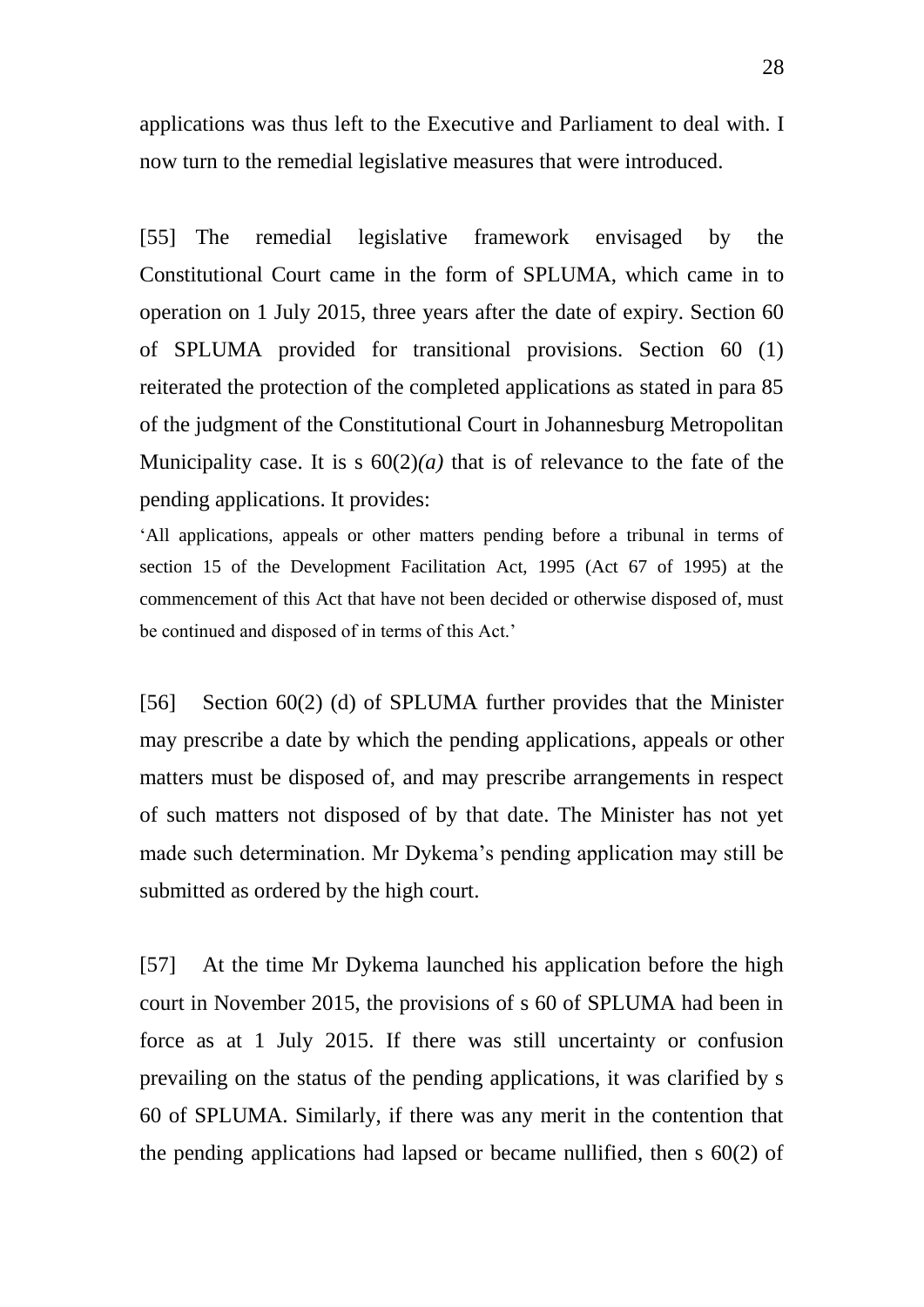applications was thus left to the Executive and Parliament to deal with. I now turn to the remedial legislative measures that were introduced.

[55] The remedial legislative framework envisaged by the Constitutional Court came in the form of SPLUMA, which came in to operation on 1 July 2015, three years after the date of expiry. Section 60 of SPLUMA provided for transitional provisions. Section 60 (1) reiterated the protection of the completed applications as stated in para 85 of the judgment of the Constitutional Court in Johannesburg Metropolitan Municipality case. It is s 60(2)*(a)* that is of relevance to the fate of the pending applications. It provides:

'All applications, appeals or other matters pending before a tribunal in terms of section 15 of the Development Facilitation Act, 1995 (Act 67 of 1995) at the commencement of this Act that have not been decided or otherwise disposed of, must be continued and disposed of in terms of this Act.'

[56] Section 60(2) (d) of SPLUMA further provides that the Minister may prescribe a date by which the pending applications, appeals or other matters must be disposed of, and may prescribe arrangements in respect of such matters not disposed of by that date. The Minister has not yet made such determination. Mr Dykema's pending application may still be submitted as ordered by the high court.

[57] At the time Mr Dykema launched his application before the high court in November 2015, the provisions of s 60 of SPLUMA had been in force as at 1 July 2015. If there was still uncertainty or confusion prevailing on the status of the pending applications, it was clarified by s 60 of SPLUMA. Similarly, if there was any merit in the contention that the pending applications had lapsed or became nullified, then s 60(2) of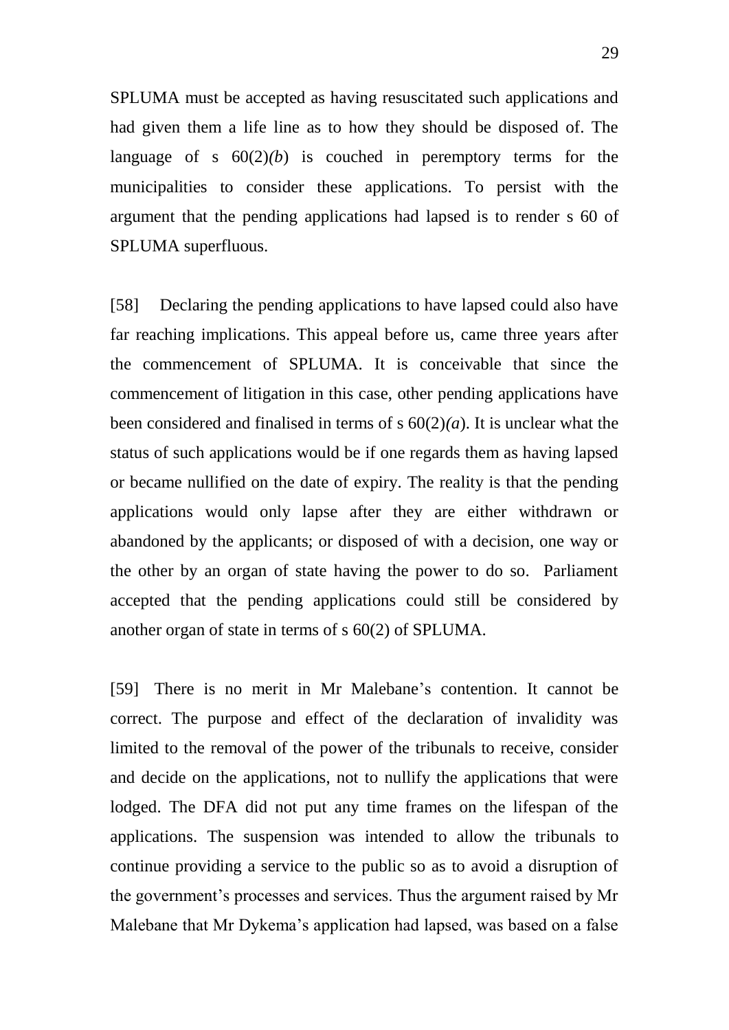SPLUMA must be accepted as having resuscitated such applications and had given them a life line as to how they should be disposed of. The language of s 60(2)*(b*) is couched in peremptory terms for the municipalities to consider these applications. To persist with the argument that the pending applications had lapsed is to render s 60 of SPLUMA superfluous.

[58] Declaring the pending applications to have lapsed could also have far reaching implications. This appeal before us, came three years after the commencement of SPLUMA. It is conceivable that since the commencement of litigation in this case, other pending applications have been considered and finalised in terms of s 60(2)*(a*). It is unclear what the status of such applications would be if one regards them as having lapsed or became nullified on the date of expiry. The reality is that the pending applications would only lapse after they are either withdrawn or abandoned by the applicants; or disposed of with a decision, one way or the other by an organ of state having the power to do so. Parliament accepted that the pending applications could still be considered by another organ of state in terms of s 60(2) of SPLUMA.

[59] There is no merit in Mr Malebane's contention. It cannot be correct. The purpose and effect of the declaration of invalidity was limited to the removal of the power of the tribunals to receive, consider and decide on the applications, not to nullify the applications that were lodged. The DFA did not put any time frames on the lifespan of the applications. The suspension was intended to allow the tribunals to continue providing a service to the public so as to avoid a disruption of the government's processes and services. Thus the argument raised by Mr Malebane that Mr Dykema's application had lapsed, was based on a false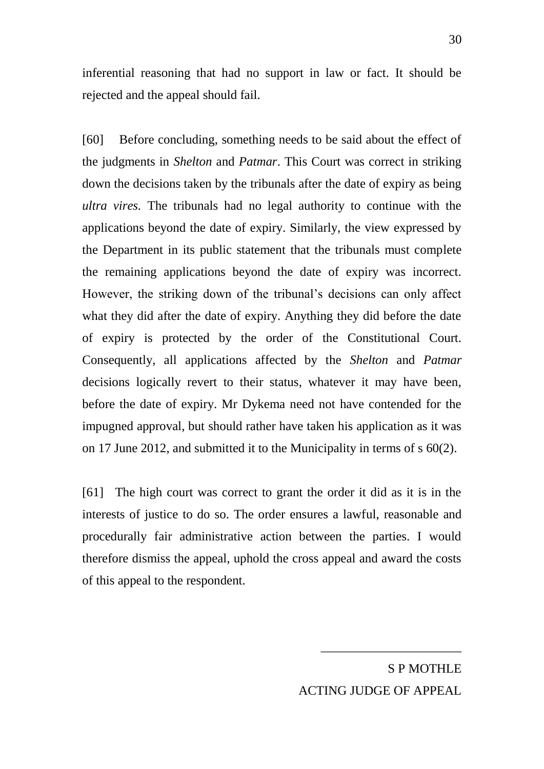inferential reasoning that had no support in law or fact. It should be rejected and the appeal should fail.

[60] Before concluding, something needs to be said about the effect of the judgments in *Shelton* and *Patmar*. This Court was correct in striking down the decisions taken by the tribunals after the date of expiry as being *ultra vires*. The tribunals had no legal authority to continue with the applications beyond the date of expiry. Similarly, the view expressed by the Department in its public statement that the tribunals must complete the remaining applications beyond the date of expiry was incorrect. However, the striking down of the tribunal's decisions can only affect what they did after the date of expiry. Anything they did before the date of expiry is protected by the order of the Constitutional Court. Consequently, all applications affected by the *Shelton* and *Patmar* decisions logically revert to their status, whatever it may have been, before the date of expiry. Mr Dykema need not have contended for the impugned approval, but should rather have taken his application as it was on 17 June 2012, and submitted it to the Municipality in terms of s 60(2).

[61] The high court was correct to grant the order it did as it is in the interests of justice to do so. The order ensures a lawful, reasonable and procedurally fair administrative action between the parties. I would therefore dismiss the appeal, uphold the cross appeal and award the costs of this appeal to the respondent.

\_\_\_\_\_\_\_\_\_\_\_\_\_\_\_\_\_\_\_\_\_\_

S P MOTHLE

ACTING JUDGE OF APPEAL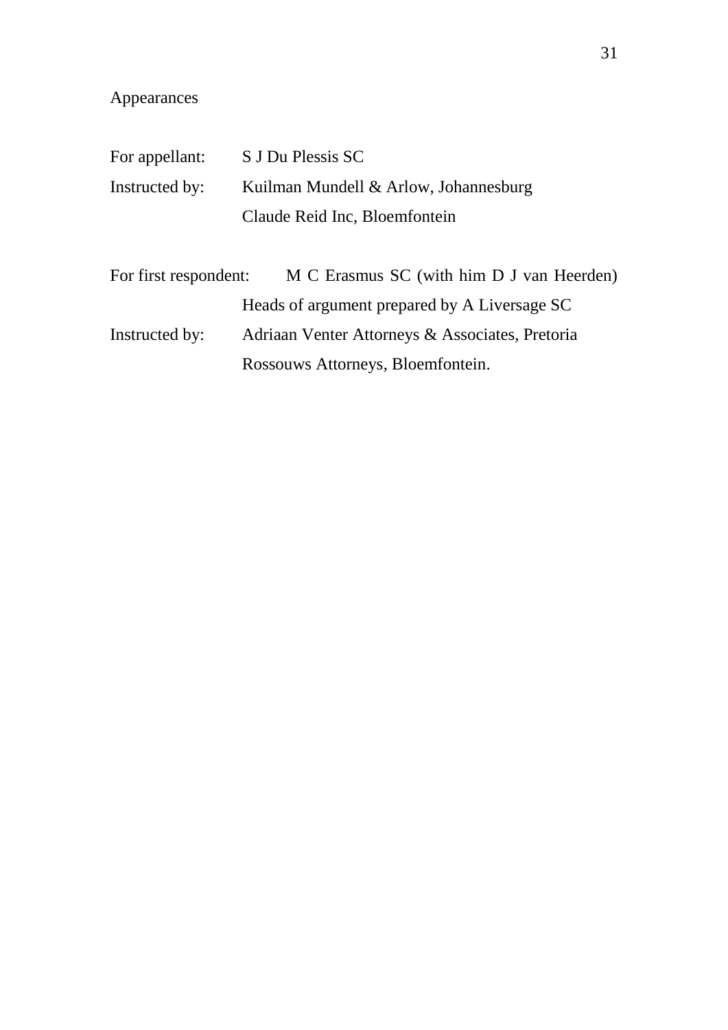Appearances

For appellant: S J Du Plessis SC

Instructed by: Kuilman Mundell & Arlow, Johannesburg

Claude Reid Inc, Bloemfontein

For first respondent: M C Erasmus SC (with him D J van Heerden)

Heads of argument prepared by A Liversage SC

Instructed by: Adriaan Venter Attorneys & Associates, Pretoria

Rossouws Attorneys, Bloemfontein.